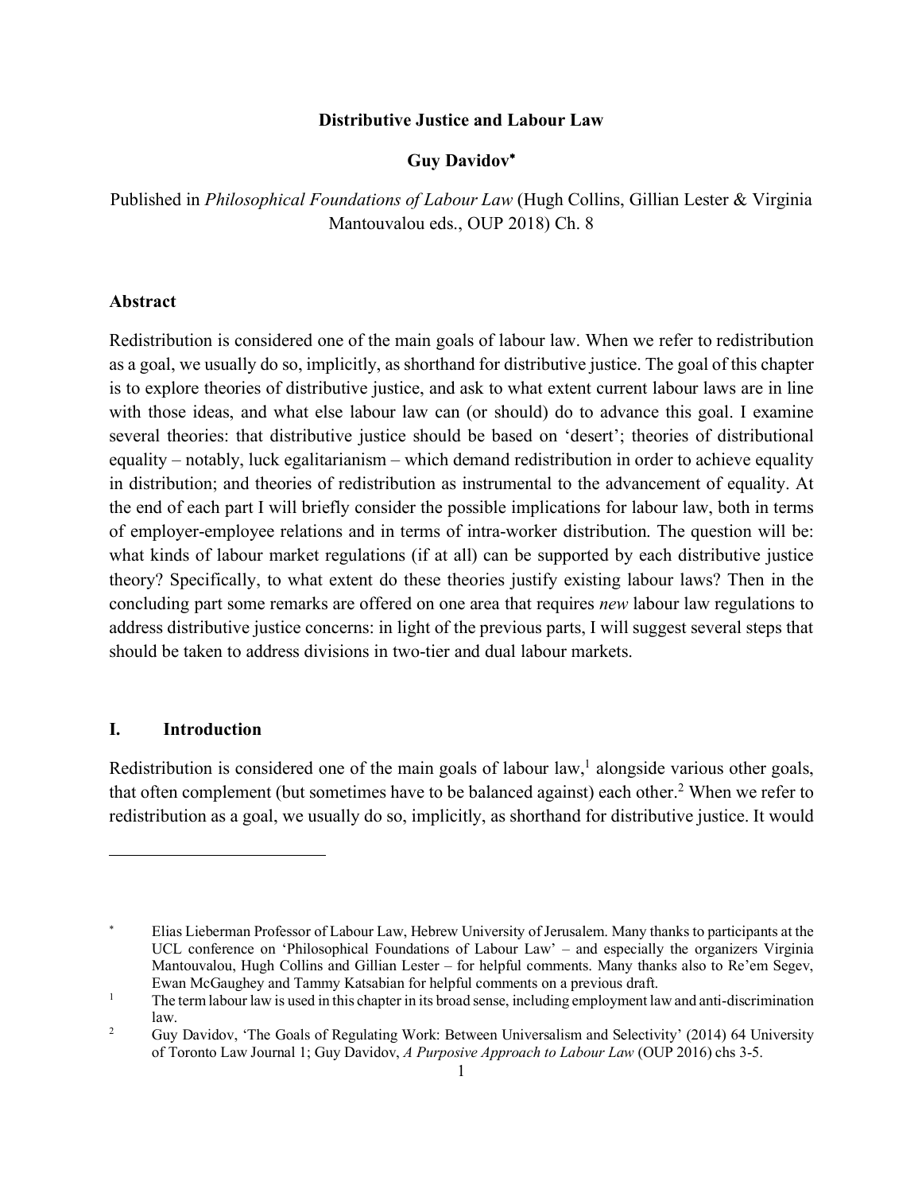# Distributive Justice and Labour Law

**Guy Davidov**[*]

Published in *Philosophical Foundations of Labour Law* (Hugh Collins, Gillian Lester & Virginia Mantouvalou eds., OUP 2018) Ch. 8

## Abstract

Redistribution is considered one of the main goals of labour law. When we refer to redistribution as a goal, we usually do so, implicitly, as shorthand for distributive justice. The goal of this chapter is to explore theories of distributive justice, and ask to what extent current labour laws are in line with those ideas, and what else labour law can (or should) do to advance this goal. I examine several theories: that distributive justice should be based on 'desert'; theories of distributional equality – notably, luck egalitarianism – which demand redistribution in order to achieve equality in distribution; and theories of redistribution as instrumental to the advancement of equality. At the end of each part I will briefly consider the possible implications for labour law, both in terms of employer-employee relations and in terms of intra-worker distribution. The question will be: what kinds of labour market regulations (if at all) can be supported by each distributive justice theory? Specifically, to what extent do these theories justify existing labour laws? Then in the concluding part some remarks are offered on one area that requires *new* labour law regulations to address distributive justice concerns: in light of the previous parts, I will suggest several steps that should be taken to address divisions in two-tier and dual labour markets.

## I. Introduction

Redistribution is considered one of the main goals of labour law,[1] alongside various other goals, that often complement (but sometimes have to be balanced against) each other.[2] When we refer to redistribution as a goal, we usually do so, implicitly, as shorthand for distributive justice. It would

---

[*] Elias Lieberman Professor of Labour Law, Hebrew University of Jerusalem. Many thanks to participants at the UCL conference on 'Philosophical Foundations of Labour Law' – and especially the organizers Virginia Mantouvalou, Hugh Collins and Gillian Lester – for helpful comments. Many thanks also to Re'em Segev, Ewan McGaughey and Tammy Katsabian for helpful comments on a previous draft.

[1] The term labour law is used in this chapter in its broad sense, including employment law and anti-discrimination law.

[2] Guy Davidov, 'The Goals of Regulating Work: Between Universalism and Selectivity' (2014) 64 University of Toronto Law Journal 1; Guy Davidov, *A Purposive Approach to Labour Law* (OUP 2016) chs 3-5.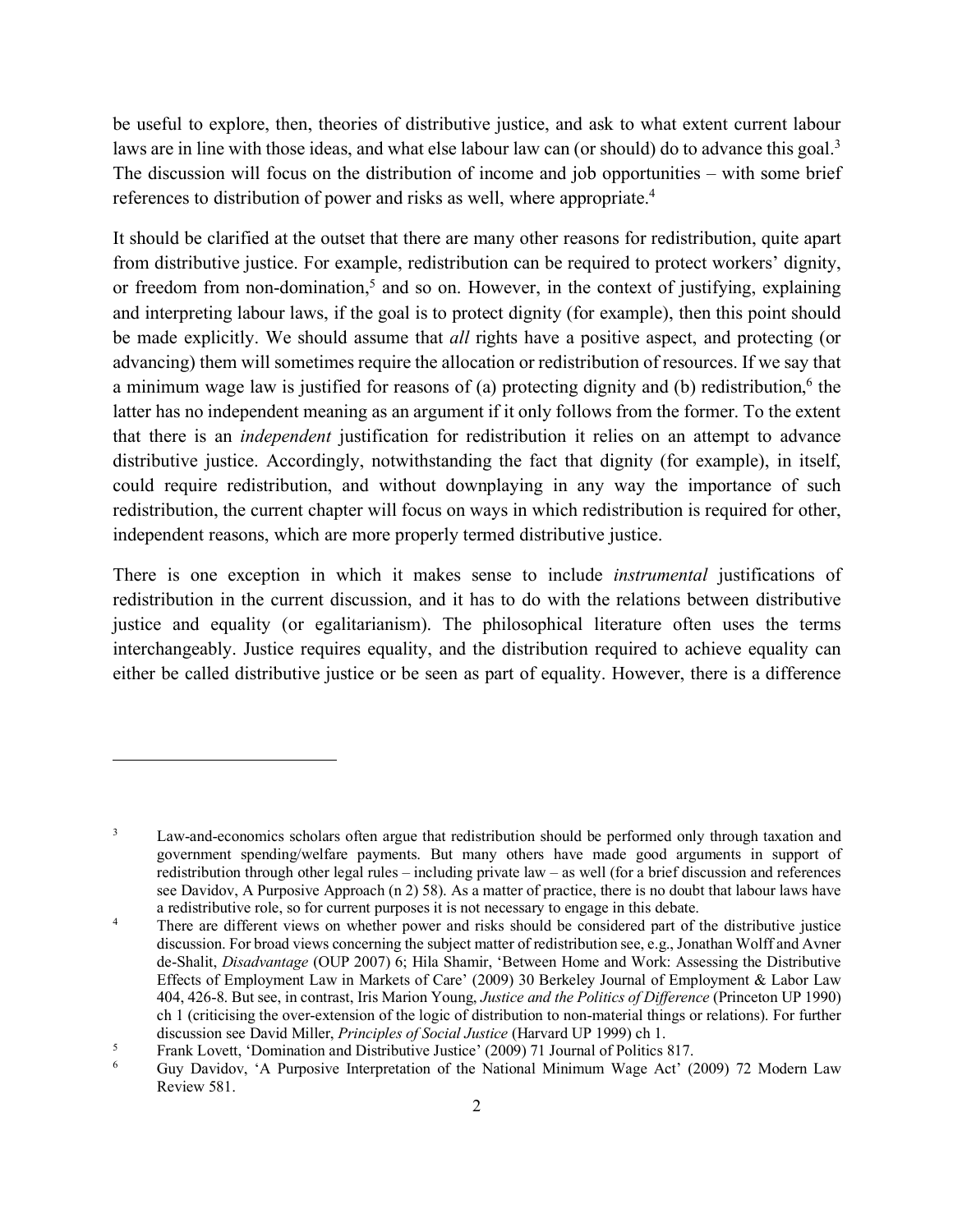be useful to explore, then, theories of distributive justice, and ask to what extent current labour laws are in line with those ideas, and what else labour law can (or should) do to advance this goal.[3] The discussion will focus on the distribution of income and job opportunities – with some brief references to distribution of power and risks as well, where appropriate.[4]

It should be clarified at the outset that there are many other reasons for redistribution, quite apart from distributive justice. For example, redistribution can be required to protect workers' dignity, or freedom from non-domination,[5] and so on. However, in the context of justifying, explaining and interpreting labour laws, if the goal is to protect dignity (for example), then this point should be made explicitly. We should assume that *all* rights have a positive aspect, and protecting (or advancing) them will sometimes require the allocation or redistribution of resources. If we say that a minimum wage law is justified for reasons of (a) protecting dignity and (b) redistribution,[6] the latter has no independent meaning as an argument if it only follows from the former. To the extent that there is an *independent* justification for redistribution it relies on an attempt to advance distributive justice. Accordingly, notwithstanding the fact that dignity (for example), in itself, could require redistribution, and without downplaying in any way the importance of such redistribution, the current chapter will focus on ways in which redistribution is required for other, independent reasons, which are more properly termed distributive justice.

There is one exception in which it makes sense to include *instrumental* justifications of redistribution in the current discussion, and it has to do with the relations between distributive justice and equality (or egalitarianism). The philosophical literature often uses the terms interchangeably. Justice requires equality, and the distribution required to achieve equality can either be called distributive justice or be seen as part of equality. However, there is a difference

---

[3] Law-and-economics scholars often argue that redistribution should be performed only through taxation and government spending/welfare payments. But many others have made good arguments in support of redistribution through other legal rules – including private law – as well (for a brief discussion and references see Davidov, A Purposive Approach (n 2) 58). As a matter of practice, there is no doubt that labour laws have a redistributive role, so for current purposes it is not necessary to engage in this debate.

[4] There are different views on whether power and risks should be considered part of the distributive justice discussion. For broad views concerning the subject matter of redistribution see, e.g., Jonathan Wolff and Avner de-Shalit, *Disadvantage* (OUP 2007) 6; Hila Shamir, 'Between Home and Work: Assessing the Distributive Effects of Employment Law in Markets of Care' (2009) 30 Berkeley Journal of Employment & Labor Law 404, 426-8. But see, in contrast, Iris Marion Young, *Justice and the Politics of Difference* (Princeton UP 1990) ch 1 (criticising the over-extension of the logic of distribution to non-material things or relations). For further discussion see David Miller, *Principles of Social Justice* (Harvard UP 1999) ch 1.

[5] Frank Lovett, 'Domination and Distributive Justice' (2009) 71 Journal of Politics 817.

[6] Guy Davidov, 'A Purposive Interpretation of the National Minimum Wage Act' (2009) 72 Modern Law Review 581.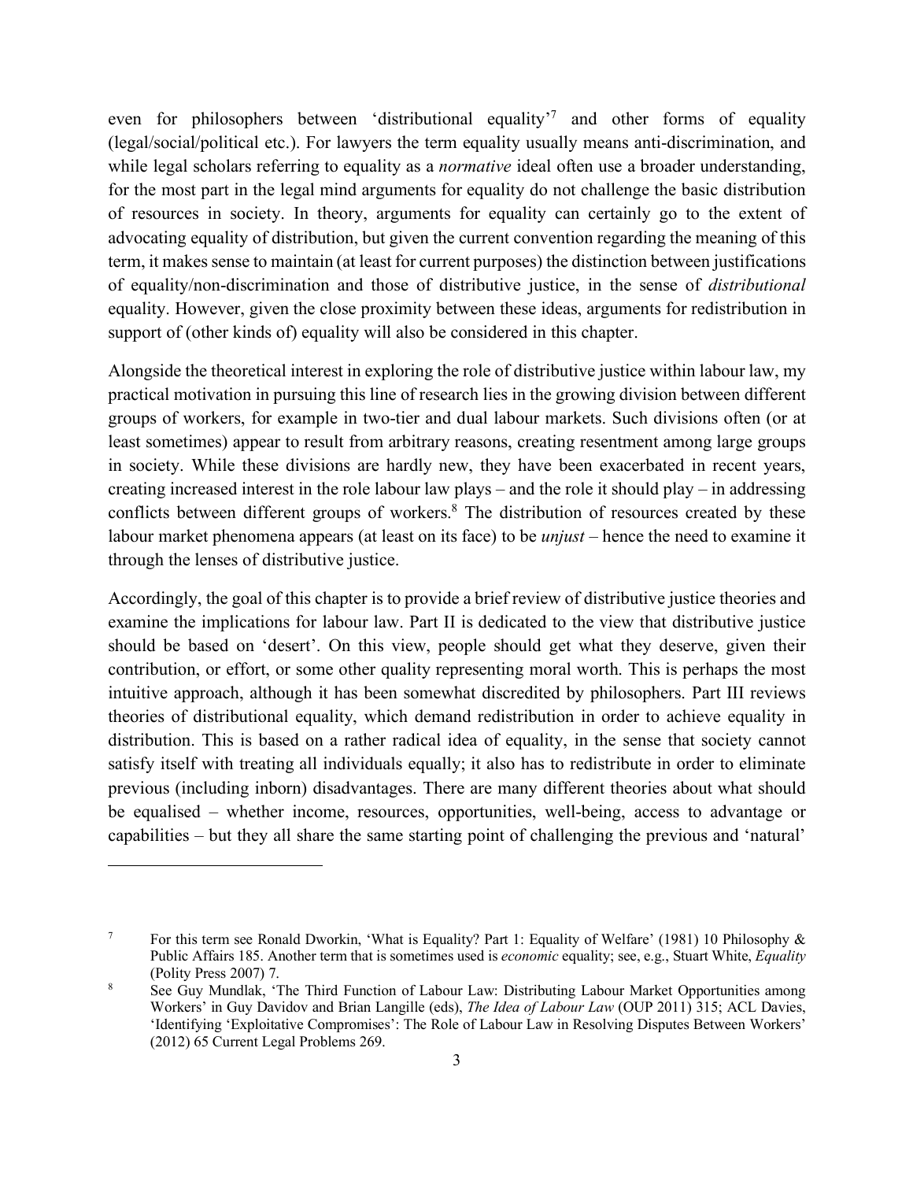even for philosophers between 'distributional equality'[7] and other forms of equality (legal/social/political etc.). For lawyers the term equality usually means anti-discrimination, and while legal scholars referring to equality as a *normative* ideal often use a broader understanding, for the most part in the legal mind arguments for equality do not challenge the basic distribution of resources in society. In theory, arguments for equality can certainly go to the extent of advocating equality of distribution, but given the current convention regarding the meaning of this term, it makes sense to maintain (at least for current purposes) the distinction between justifications of equality/non-discrimination and those of distributive justice, in the sense of *distributional* equality. However, given the close proximity between these ideas, arguments for redistribution in support of (other kinds of) equality will also be considered in this chapter.

Alongside the theoretical interest in exploring the role of distributive justice within labour law, my practical motivation in pursuing this line of research lies in the growing division between different groups of workers, for example in two-tier and dual labour markets. Such divisions often (or at least sometimes) appear to result from arbitrary reasons, creating resentment among large groups in society. While these divisions are hardly new, they have been exacerbated in recent years, creating increased interest in the role labour law plays – and the role it should play – in addressing conflicts between different groups of workers.[8] The distribution of resources created by these labour market phenomena appears (at least on its face) to be *unjust* – hence the need to examine it through the lenses of distributive justice.

Accordingly, the goal of this chapter is to provide a brief review of distributive justice theories and examine the implications for labour law. Part II is dedicated to the view that distributive justice should be based on 'desert'. On this view, people should get what they deserve, given their contribution, or effort, or some other quality representing moral worth. This is perhaps the most intuitive approach, although it has been somewhat discredited by philosophers. Part III reviews theories of distributional equality, which demand redistribution in order to achieve equality in distribution. This is based on a rather radical idea of equality, in the sense that society cannot satisfy itself with treating all individuals equally; it also has to redistribute in order to eliminate previous (including inborn) disadvantages. There are many different theories about what should be equalised – whether income, resources, opportunities, well-being, access to advantage or capabilities – but they all share the same starting point of challenging the previous and 'natural'

---

[7] For this term see Ronald Dworkin, 'What is Equality? Part 1: Equality of Welfare' (1981) 10 Philosophy & Public Affairs 185. Another term that is sometimes used is *economic* equality; see, e.g., Stuart White, *Equality* (Polity Press 2007) 7.

[8] See Guy Mundlak, 'The Third Function of Labour Law: Distributing Labour Market Opportunities among Workers' in Guy Davidov and Brian Langille (eds), *The Idea of Labour Law* (OUP 2011) 315; ACL Davies, 'Identifying 'Exploitative Compromises': The Role of Labour Law in Resolving Disputes Between Workers' (2012) 65 Current Legal Problems 269.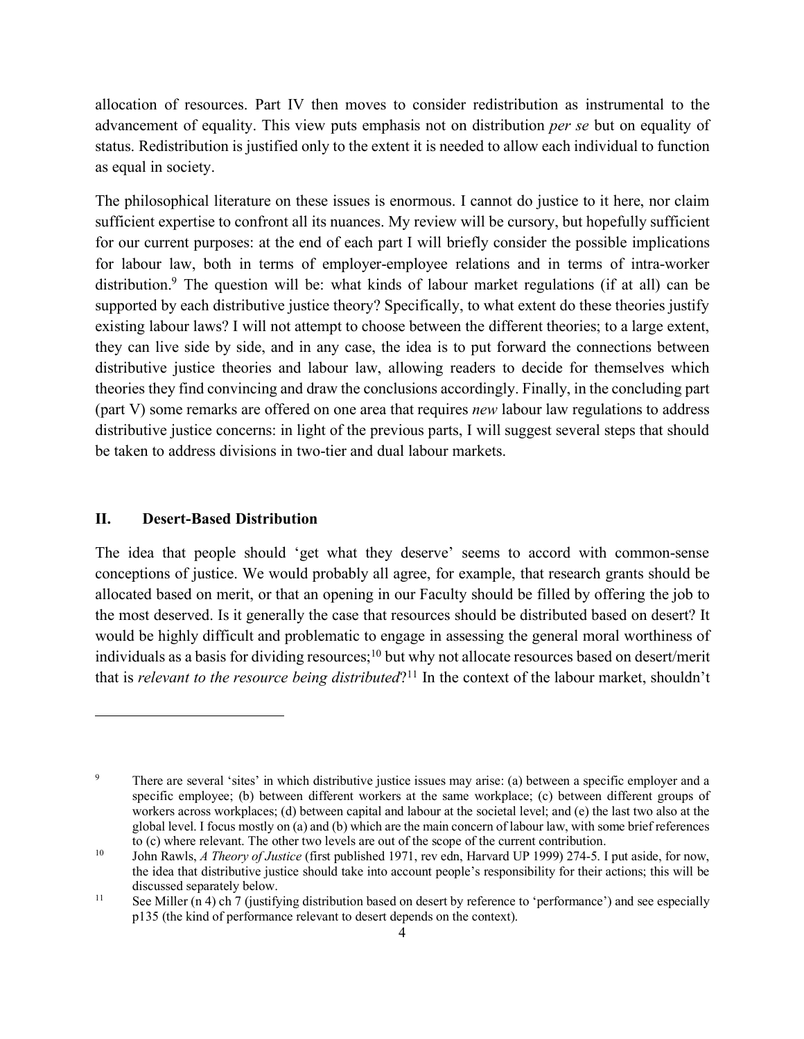allocation of resources. Part IV then moves to consider redistribution as instrumental to the advancement of equality. This view puts emphasis not on distribution *per se* but on equality of status. Redistribution is justified only to the extent it is needed to allow each individual to function as equal in society.

The philosophical literature on these issues is enormous. I cannot do justice to it here, nor claim sufficient expertise to confront all its nuances. My review will be cursory, but hopefully sufficient for our current purposes: at the end of each part I will briefly consider the possible implications for labour law, both in terms of employer-employee relations and in terms of intra-worker distribution.[9] The question will be: what kinds of labour market regulations (if at all) can be supported by each distributive justice theory? Specifically, to what extent do these theories justify existing labour laws? I will not attempt to choose between the different theories; to a large extent, they can live side by side, and in any case, the idea is to put forward the connections between distributive justice theories and labour law, allowing readers to decide for themselves which theories they find convincing and draw the conclusions accordingly. Finally, in the concluding part (part V) some remarks are offered on one area that requires *new* labour law regulations to address distributive justice concerns: in light of the previous parts, I will suggest several steps that should be taken to address divisions in two-tier and dual labour markets.

## II. Desert-Based Distribution

The idea that people should 'get what they deserve' seems to accord with common-sense conceptions of justice. We would probably all agree, for example, that research grants should be allocated based on merit, or that an opening in our Faculty should be filled by offering the job to the most deserved. Is it generally the case that resources should be distributed based on desert? It would be highly difficult and problematic to engage in assessing the general moral worthiness of individuals as a basis for dividing resources;[10] but why not allocate resources based on desert/merit that is *relevant to the resource being distributed*?[11] In the context of the labour market, shouldn't

---

[9] There are several 'sites' in which distributive justice issues may arise: (a) between a specific employer and a specific employee; (b) between different workers at the same workplace; (c) between different groups of workers across workplaces; (d) between capital and labour at the societal level; and (e) the last two also at the global level. I focus mostly on (a) and (b) which are the main concern of labour law, with some brief references to (c) where relevant. The other two levels are out of the scope of the current contribution.

[10] John Rawls, *A Theory of Justice* (first published 1971, rev edn, Harvard UP 1999) 274-5. I put aside, for now, the idea that distributive justice should take into account people's responsibility for their actions; this will be discussed separately below.

[11] See Miller (n 4) ch 7 (justifying distribution based on desert by reference to 'performance') and see especially p135 (the kind of performance relevant to desert depends on the context).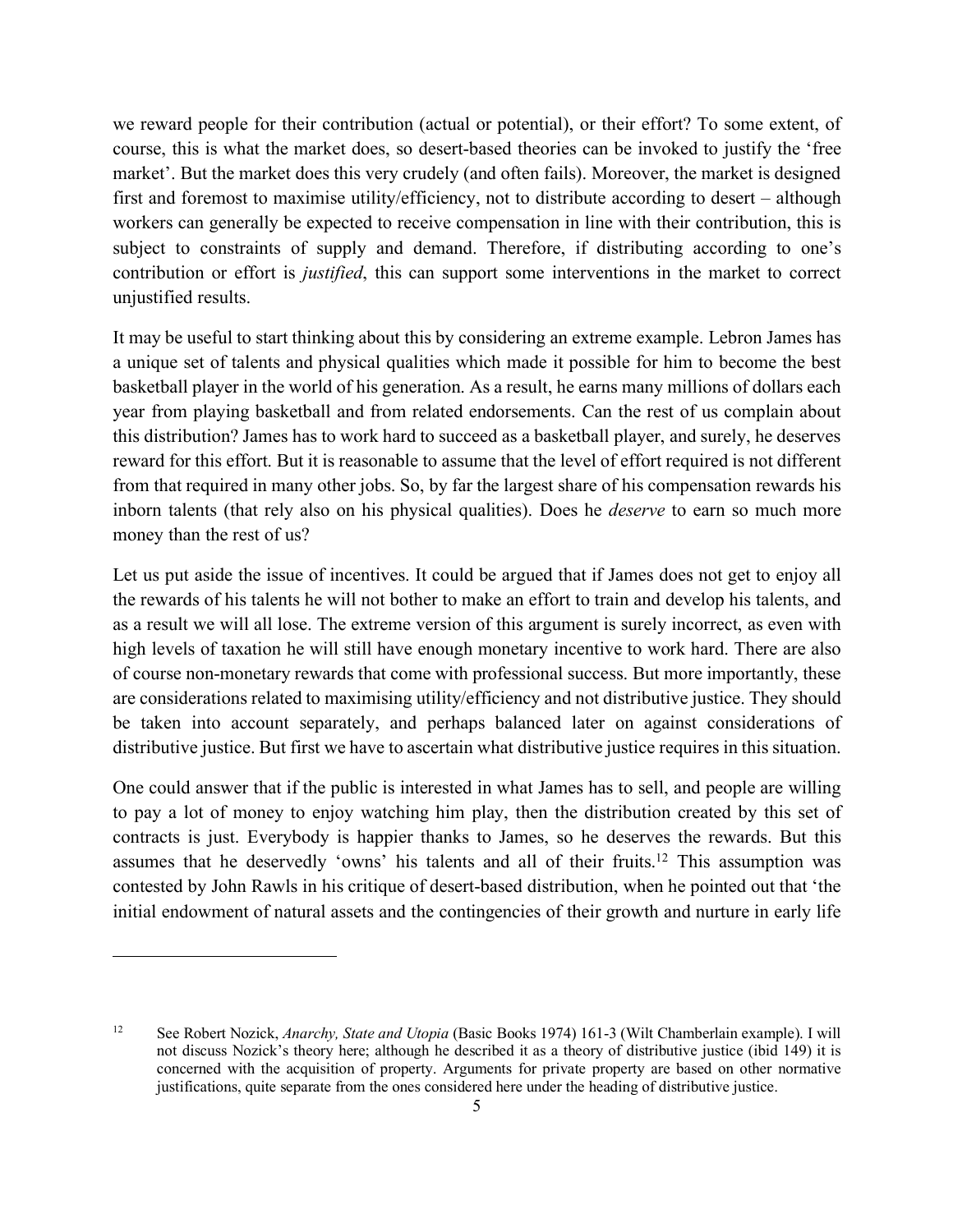we reward people for their contribution (actual or potential), or their effort? To some extent, of course, this is what the market does, so desert-based theories can be invoked to justify the 'free market'. But the market does this very crudely (and often fails). Moreover, the market is designed first and foremost to maximise utility/efficiency, not to distribute according to desert – although workers can generally be expected to receive compensation in line with their contribution, this is subject to constraints of supply and demand. Therefore, if distributing according to one's contribution or effort is *justified*, this can support some interventions in the market to correct unjustified results.

It may be useful to start thinking about this by considering an extreme example. Lebron James has a unique set of talents and physical qualities which made it possible for him to become the best basketball player in the world of his generation. As a result, he earns many millions of dollars each year from playing basketball and from related endorsements. Can the rest of us complain about this distribution? James has to work hard to succeed as a basketball player, and surely, he deserves reward for this effort. But it is reasonable to assume that the level of effort required is not different from that required in many other jobs. So, by far the largest share of his compensation rewards his inborn talents (that rely also on his physical qualities). Does he *deserve* to earn so much more money than the rest of us?

Let us put aside the issue of incentives. It could be argued that if James does not get to enjoy all the rewards of his talents he will not bother to make an effort to train and develop his talents, and as a result we will all lose. The extreme version of this argument is surely incorrect, as even with high levels of taxation he will still have enough monetary incentive to work hard. There are also of course non-monetary rewards that come with professional success. But more importantly, these are considerations related to maximising utility/efficiency and not distributive justice. They should be taken into account separately, and perhaps balanced later on against considerations of distributive justice. But first we have to ascertain what distributive justice requires in this situation.

One could answer that if the public is interested in what James has to sell, and people are willing to pay a lot of money to enjoy watching him play, then the distribution created by this set of contracts is just. Everybody is happier thanks to James, so he deserves the rewards. But this assumes that he deservedly 'owns' his talents and all of their fruits.[12] This assumption was contested by John Rawls in his critique of desert-based distribution, when he pointed out that 'the initial endowment of natural assets and the contingencies of their growth and nurture in early life

---

[12] See Robert Nozick, *Anarchy, State and Utopia* (Basic Books 1974) 161-3 (Wilt Chamberlain example). I will not discuss Nozick's theory here; although he described it as a theory of distributive justice (ibid 149) it is concerned with the acquisition of property. Arguments for private property are based on other normative justifications, quite separate from the ones considered here under the heading of distributive justice.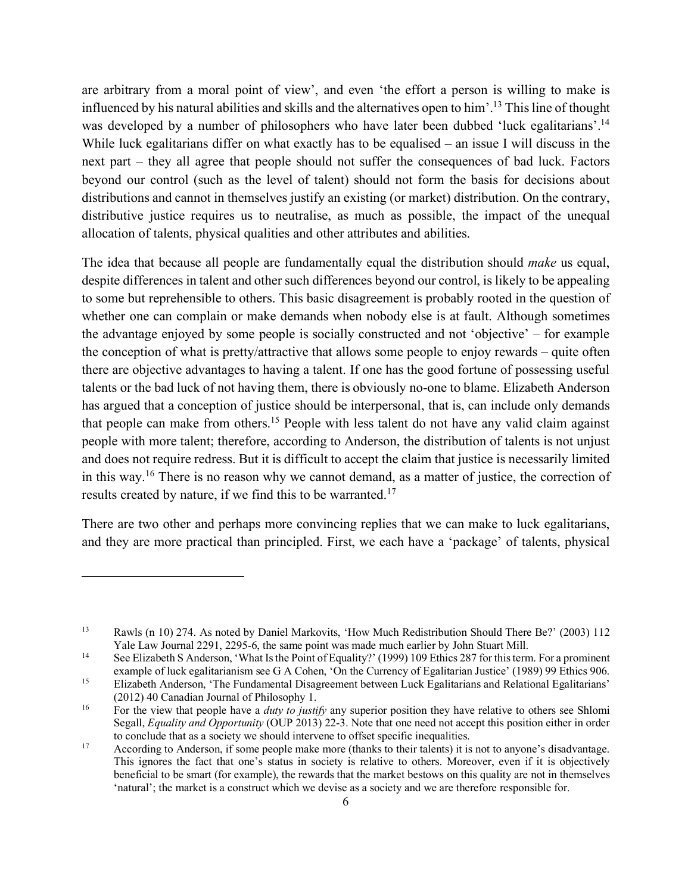are arbitrary from a moral point of view', and even 'the effort a person is willing to make is influenced by his natural abilities and skills and the alternatives open to him'.[13] This line of thought was developed by a number of philosophers who have later been dubbed 'luck egalitarians'.[14] While luck egalitarians differ on what exactly has to be equalised – an issue I will discuss in the next part – they all agree that people should not suffer the consequences of bad luck. Factors beyond our control (such as the level of talent) should not form the basis for decisions about distributions and cannot in themselves justify an existing (or market) distribution. On the contrary, distributive justice requires us to neutralise, as much as possible, the impact of the unequal allocation of talents, physical qualities and other attributes and abilities.

The idea that because all people are fundamentally equal the distribution should *make* us equal, despite differences in talent and other such differences beyond our control, is likely to be appealing to some but reprehensible to others. This basic disagreement is probably rooted in the question of whether one can complain or make demands when nobody else is at fault. Although sometimes the advantage enjoyed by some people is socially constructed and not 'objective' – for example the conception of what is pretty/attractive that allows some people to enjoy rewards – quite often there are objective advantages to having a talent. If one has the good fortune of possessing useful talents or the bad luck of not having them, there is obviously no-one to blame. Elizabeth Anderson has argued that a conception of justice should be interpersonal, that is, can include only demands that people can make from others.[15] People with less talent do not have any valid claim against people with more talent; therefore, according to Anderson, the distribution of talents is not unjust and does not require redress. But it is difficult to accept the claim that justice is necessarily limited in this way.[16] There is no reason why we cannot demand, as a matter of justice, the correction of results created by nature, if we find this to be warranted.[17]

There are two other and perhaps more convincing replies that we can make to luck egalitarians, and they are more practical than principled. First, we each have a 'package' of talents, physical

---

[13] Rawls (n 10) 274. As noted by Daniel Markovits, 'How Much Redistribution Should There Be?' (2003) 112 Yale Law Journal 2291, 2295-6, the same point was made much earlier by John Stuart Mill.

[14] See Elizabeth S Anderson, 'What Is the Point of Equality?' (1999) 109 Ethics 287 for this term. For a prominent example of luck egalitarianism see G A Cohen, 'On the Currency of Egalitarian Justice' (1989) 99 Ethics 906.

[15] Elizabeth Anderson, 'The Fundamental Disagreement between Luck Egalitarians and Relational Egalitarians' (2012) 40 Canadian Journal of Philosophy 1.

[16] For the view that people have a *duty to justify* any superior position they have relative to others see Shlomi Segall, *Equality and Opportunity* (OUP 2013) 22-3. Note that one need not accept this position either in order to conclude that as a society we should intervene to offset specific inequalities.

[17] According to Anderson, if some people make more (thanks to their talents) it is not to anyone's disadvantage. This ignores the fact that one's status in society is relative to others. Moreover, even if it is objectively beneficial to be smart (for example), the rewards that the market bestows on this quality are not in themselves 'natural'; the market is a construct which we devise as a society and we are therefore responsible for.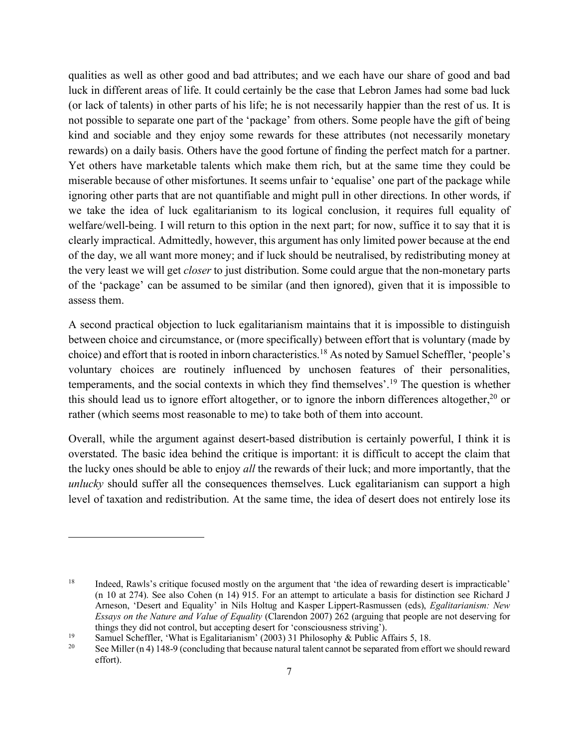qualities as well as other good and bad attributes; and we each have our share of good and bad luck in different areas of life. It could certainly be the case that Lebron James had some bad luck (or lack of talents) in other parts of his life; he is not necessarily happier than the rest of us. It is not possible to separate one part of the 'package' from others. Some people have the gift of being kind and sociable and they enjoy some rewards for these attributes (not necessarily monetary rewards) on a daily basis. Others have the good fortune of finding the perfect match for a partner. Yet others have marketable talents which make them rich, but at the same time they could be miserable because of other misfortunes. It seems unfair to 'equalise' one part of the package while ignoring other parts that are not quantifiable and might pull in other directions. In other words, if we take the idea of luck egalitarianism to its logical conclusion, it requires full equality of welfare/well-being. I will return to this option in the next part; for now, suffice it to say that it is clearly impractical. Admittedly, however, this argument has only limited power because at the end of the day, we all want more money; and if luck should be neutralised, by redistributing money at the very least we will get *closer* to just distribution. Some could argue that the non-monetary parts of the 'package' can be assumed to be similar (and then ignored), given that it is impossible to assess them.

A second practical objection to luck egalitarianism maintains that it is impossible to distinguish between choice and circumstance, or (more specifically) between effort that is voluntary (made by choice) and effort that is rooted in inborn characteristics.[18] As noted by Samuel Scheffler, 'people's voluntary choices are routinely influenced by unchosen features of their personalities, temperaments, and the social contexts in which they find themselves'.[19] The question is whether this should lead us to ignore effort altogether, or to ignore the inborn differences altogether,[20] or rather (which seems most reasonable to me) to take both of them into account.

Overall, while the argument against desert-based distribution is certainly powerful, I think it is overstated. The basic idea behind the critique is important: it is difficult to accept the claim that the lucky ones should be able to enjoy *all* the rewards of their luck; and more importantly, that the *unlucky* should suffer all the consequences themselves. Luck egalitarianism can support a high level of taxation and redistribution. At the same time, the idea of desert does not entirely lose its

---

[18] Indeed, Rawls's critique focused mostly on the argument that 'the idea of rewarding desert is impracticable' (n 10 at 274). See also Cohen (n 14) 915. For an attempt to articulate a basis for distinction see Richard J Arneson, 'Desert and Equality' in Nils Holtug and Kasper Lippert-Rasmussen (eds), *Egalitarianism: New Essays on the Nature and Value of Equality* (Clarendon 2007) 262 (arguing that people are not deserving for things they did not control, but accepting desert for 'consciousness striving').

[19] Samuel Scheffler, 'What is Egalitarianism' (2003) 31 Philosophy & Public Affairs 5, 18.

[20] See Miller (n 4) 148-9 (concluding that because natural talent cannot be separated from effort we should reward effort).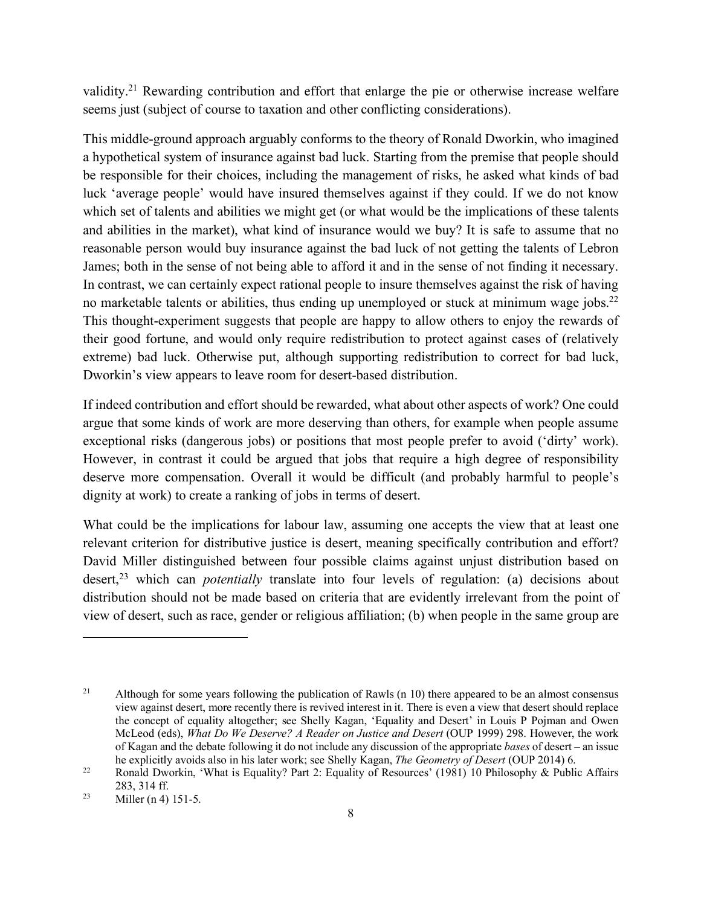validity.[21] Rewarding contribution and effort that enlarge the pie or otherwise increase welfare seems just (subject of course to taxation and other conflicting considerations).

This middle-ground approach arguably conforms to the theory of Ronald Dworkin, who imagined a hypothetical system of insurance against bad luck. Starting from the premise that people should be responsible for their choices, including the management of risks, he asked what kinds of bad luck 'average people' would have insured themselves against if they could. If we do not know which set of talents and abilities we might get (or what would be the implications of these talents and abilities in the market), what kind of insurance would we buy? It is safe to assume that no reasonable person would buy insurance against the bad luck of not getting the talents of Lebron James; both in the sense of not being able to afford it and in the sense of not finding it necessary. In contrast, we can certainly expect rational people to insure themselves against the risk of having no marketable talents or abilities, thus ending up unemployed or stuck at minimum wage jobs.[22] This thought-experiment suggests that people are happy to allow others to enjoy the rewards of their good fortune, and would only require redistribution to protect against cases of (relatively extreme) bad luck. Otherwise put, although supporting redistribution to correct for bad luck, Dworkin's view appears to leave room for desert-based distribution.

If indeed contribution and effort should be rewarded, what about other aspects of work? One could argue that some kinds of work are more deserving than others, for example when people assume exceptional risks (dangerous jobs) or positions that most people prefer to avoid ('dirty' work). However, in contrast it could be argued that jobs that require a high degree of responsibility deserve more compensation. Overall it would be difficult (and probably harmful to people's dignity at work) to create a ranking of jobs in terms of desert.

What could be the implications for labour law, assuming one accepts the view that at least one relevant criterion for distributive justice is desert, meaning specifically contribution and effort? David Miller distinguished between four possible claims against unjust distribution based on desert,[23] which can *potentially* translate into four levels of regulation: (a) decisions about distribution should not be made based on criteria that are evidently irrelevant from the point of view of desert, such as race, gender or religious affiliation; (b) when people in the same group are

---

[21] Although for some years following the publication of Rawls (n 10) there appeared to be an almost consensus view against desert, more recently there is revived interest in it. There is even a view that desert should replace the concept of equality altogether; see Shelly Kagan, 'Equality and Desert' in Louis P Pojman and Owen McLeod (eds), *What Do We Deserve? A Reader on Justice and Desert* (OUP 1999) 298. However, the work of Kagan and the debate following it do not include any discussion of the appropriate *bases* of desert – an issue he explicitly avoids also in his later work; see Shelly Kagan, *The Geometry of Desert* (OUP 2014) 6.

[22] Ronald Dworkin, 'What is Equality? Part 2: Equality of Resources' (1981) 10 Philosophy & Public Affairs 283, 314 ff.

[23] Miller (n 4) 151-5.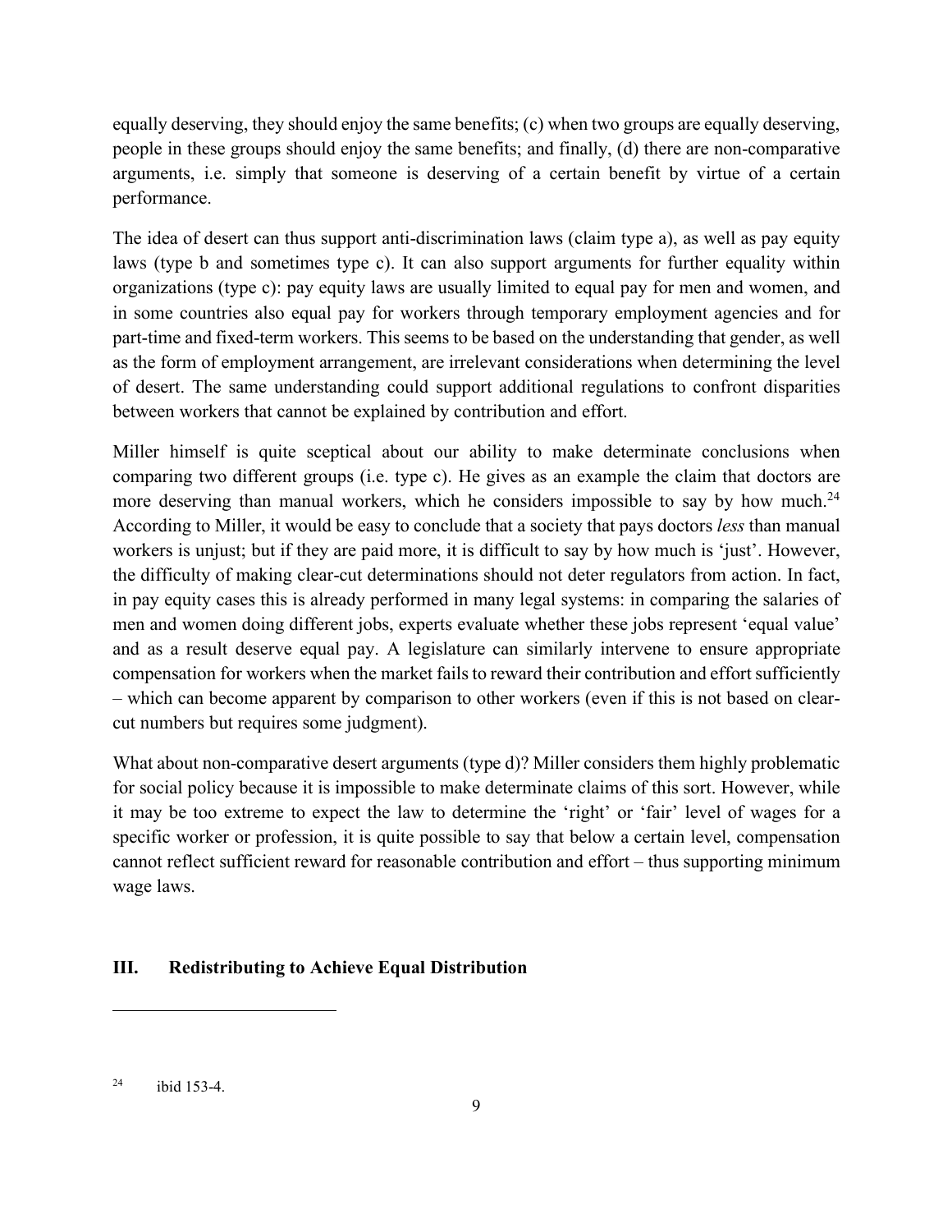equally deserving, they should enjoy the same benefits; (c) when two groups are equally deserving, people in these groups should enjoy the same benefits; and finally, (d) there are non-comparative arguments, i.e. simply that someone is deserving of a certain benefit by virtue of a certain performance.

The idea of desert can thus support anti-discrimination laws (claim type a), as well as pay equity laws (type b and sometimes type c). It can also support arguments for further equality within organizations (type c): pay equity laws are usually limited to equal pay for men and women, and in some countries also equal pay for workers through temporary employment agencies and for part-time and fixed-term workers. This seems to be based on the understanding that gender, as well as the form of employment arrangement, are irrelevant considerations when determining the level of desert. The same understanding could support additional regulations to confront disparities between workers that cannot be explained by contribution and effort.

Miller himself is quite sceptical about our ability to make determinate conclusions when comparing two different groups (i.e. type c). He gives as an example the claim that doctors are more deserving than manual workers, which he considers impossible to say by how much.[24] According to Miller, it would be easy to conclude that a society that pays doctors *less* than manual workers is unjust; but if they are paid more, it is difficult to say by how much is 'just'. However, the difficulty of making clear-cut determinations should not deter regulators from action. In fact, in pay equity cases this is already performed in many legal systems: in comparing the salaries of men and women doing different jobs, experts evaluate whether these jobs represent 'equal value' and as a result deserve equal pay. A legislature can similarly intervene to ensure appropriate compensation for workers when the market fails to reward their contribution and effort sufficiently – which can become apparent by comparison to other workers (even if this is not based on clear-cut numbers but requires some judgment).

What about non-comparative desert arguments (type d)? Miller considers them highly problematic for social policy because it is impossible to make determinate claims of this sort. However, while it may be too extreme to expect the law to determine the 'right' or 'fair' level of wages for a specific worker or profession, it is quite possible to say that below a certain level, compensation cannot reflect sufficient reward for reasonable contribution and effort – thus supporting minimum wage laws.

## III. Redistributing to Achieve Equal Distribution

---

[24] ibid 153-4.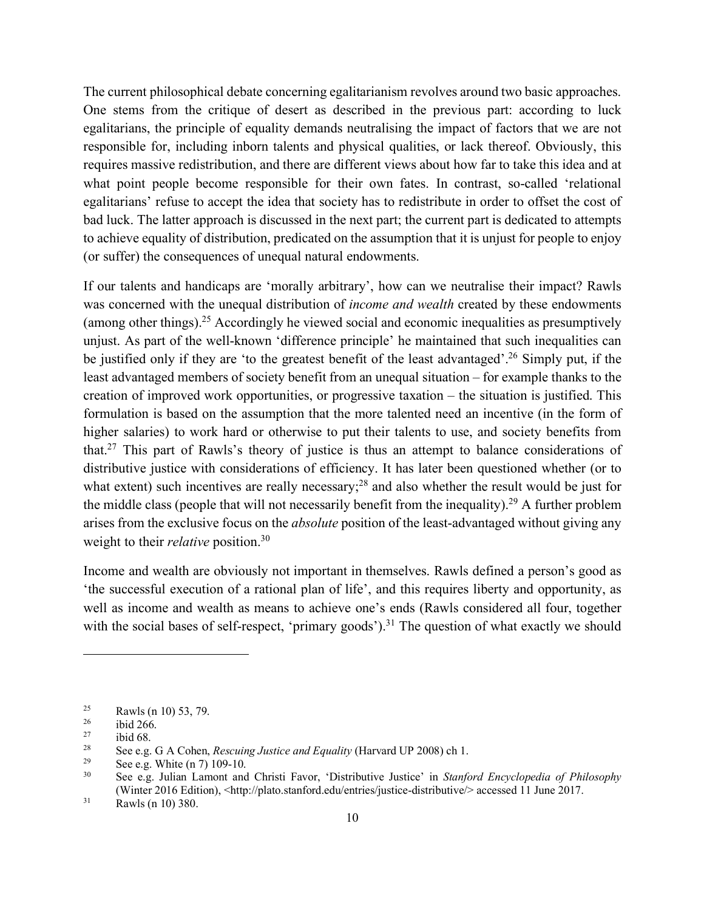The current philosophical debate concerning egalitarianism revolves around two basic approaches. One stems from the critique of desert as described in the previous part: according to luck egalitarians, the principle of equality demands neutralising the impact of factors that we are not responsible for, including inborn talents and physical qualities, or lack thereof. Obviously, this requires massive redistribution, and there are different views about how far to take this idea and at what point people become responsible for their own fates. In contrast, so-called 'relational egalitarians' refuse to accept the idea that society has to redistribute in order to offset the cost of bad luck. The latter approach is discussed in the next part; the current part is dedicated to attempts to achieve equality of distribution, predicated on the assumption that it is unjust for people to enjoy (or suffer) the consequences of unequal natural endowments.

If our talents and handicaps are 'morally arbitrary', how can we neutralise their impact? Rawls was concerned with the unequal distribution of *income and wealth* created by these endowments (among other things).[25] Accordingly he viewed social and economic inequalities as presumptively unjust. As part of the well-known 'difference principle' he maintained that such inequalities can be justified only if they are 'to the greatest benefit of the least advantaged'.[26] Simply put, if the least advantaged members of society benefit from an unequal situation – for example thanks to the creation of improved work opportunities, or progressive taxation – the situation is justified. This formulation is based on the assumption that the more talented need an incentive (in the form of higher salaries) to work hard or otherwise to put their talents to use, and society benefits from that.[27] This part of Rawls's theory of justice is thus an attempt to balance considerations of distributive justice with considerations of efficiency. It has later been questioned whether (or to what extent) such incentives are really necessary;[28] and also whether the result would be just for the middle class (people that will not necessarily benefit from the inequality).[29] A further problem arises from the exclusive focus on the *absolute* position of the least-advantaged without giving any weight to their *relative* position.[30]

Income and wealth are obviously not important in themselves. Rawls defined a person's good as 'the successful execution of a rational plan of life', and this requires liberty and opportunity, as well as income and wealth as means to achieve one's ends (Rawls considered all four, together with the social bases of self-respect, 'primary goods').[31] The question of what exactly we should

---

[25] Rawls (n 10) 53, 79.

[26] ibid 266.

[27] ibid 68.

[28] See e.g. G A Cohen, *Rescuing Justice and Equality* (Harvard UP 2008) ch 1.

[29] See e.g. White (n 7) 109-10.

[30] See e.g. Julian Lamont and Christi Favor, 'Distributive Justice' in *Stanford Encyclopedia of Philosophy* (Winter 2016 Edition), <http://plato.stanford.edu/entries/justice-distributive/> accessed 11 June 2017.

[31] Rawls (n 10) 380.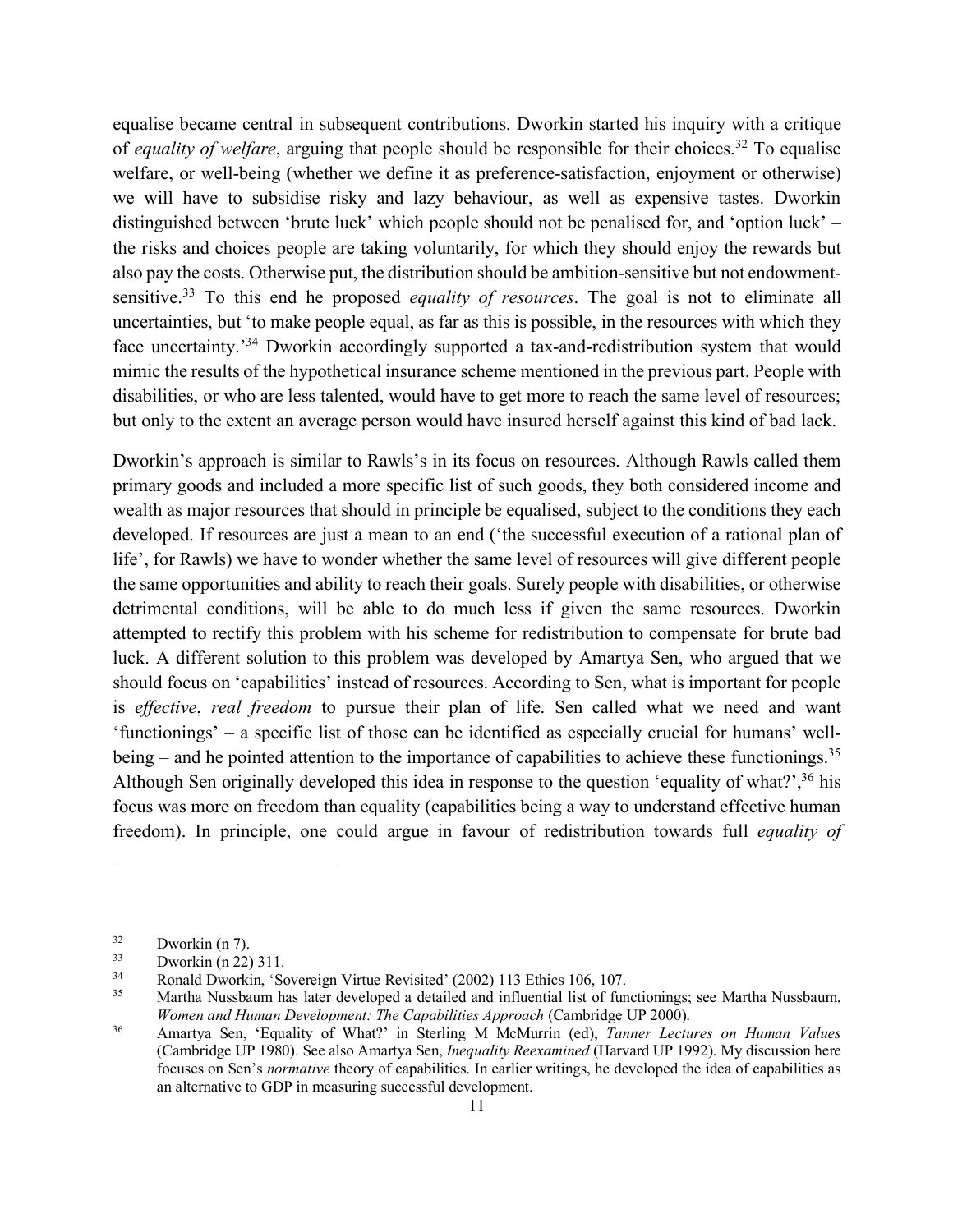equalise became central in subsequent contributions. Dworkin started his inquiry with a critique of *equality of welfare*, arguing that people should be responsible for their choices.[32] To equalise welfare, or well-being (whether we define it as preference-satisfaction, enjoyment or otherwise) we will have to subsidise risky and lazy behaviour, as well as expensive tastes. Dworkin distinguished between 'brute luck' which people should not be penalised for, and 'option luck' – the risks and choices people are taking voluntarily, for which they should enjoy the rewards but also pay the costs. Otherwise put, the distribution should be ambition-sensitive but not endowment-sensitive.[33] To this end he proposed *equality of resources*. The goal is not to eliminate all uncertainties, but 'to make people equal, as far as this is possible, in the resources with which they face uncertainty.'[34] Dworkin accordingly supported a tax-and-redistribution system that would mimic the results of the hypothetical insurance scheme mentioned in the previous part. People with disabilities, or who are less talented, would have to get more to reach the same level of resources; but only to the extent an average person would have insured herself against this kind of bad lack.

Dworkin's approach is similar to Rawls's in its focus on resources. Although Rawls called them primary goods and included a more specific list of such goods, they both considered income and wealth as major resources that should in principle be equalised, subject to the conditions they each developed. If resources are just a mean to an end ('the successful execution of a rational plan of life', for Rawls) we have to wonder whether the same level of resources will give different people the same opportunities and ability to reach their goals. Surely people with disabilities, or otherwise detrimental conditions, will be able to do much less if given the same resources. Dworkin attempted to rectify this problem with his scheme for redistribution to compensate for brute bad luck. A different solution to this problem was developed by Amartya Sen, who argued that we should focus on 'capabilities' instead of resources. According to Sen, what is important for people is *effective*, *real freedom* to pursue their plan of life. Sen called what we need and want 'functionings' – a specific list of those can be identified as especially crucial for humans' well-being – and he pointed attention to the importance of capabilities to achieve these functionings.[35] Although Sen originally developed this idea in response to the question 'equality of what?',[36] his focus was more on freedom than equality (capabilities being a way to understand effective human freedom). In principle, one could argue in favour of redistribution towards full *equality of*

---

[32] Dworkin (n 7).

[33] Dworkin (n 22) 311.

[34] Ronald Dworkin, 'Sovereign Virtue Revisited' (2002) 113 Ethics 106, 107.

[35] Martha Nussbaum has later developed a detailed and influential list of functionings; see Martha Nussbaum, *Women and Human Development: The Capabilities Approach* (Cambridge UP 2000).

[36] Amartya Sen, 'Equality of What?' in Sterling M McMurrin (ed), *Tanner Lectures on Human Values* (Cambridge UP 1980). See also Amartya Sen, *Inequality Reexamined* (Harvard UP 1992). My discussion here focuses on Sen's *normative* theory of capabilities. In earlier writings, he developed the idea of capabilities as an alternative to GDP in measuring successful development.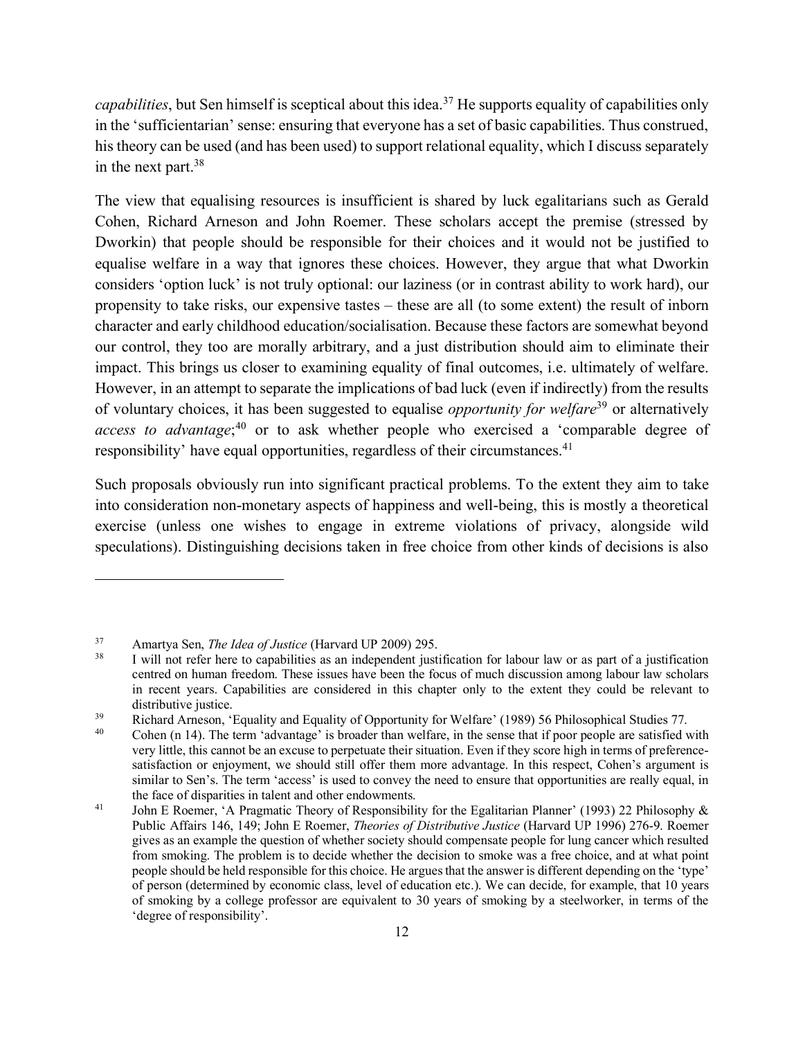*capabilities*, but Sen himself is sceptical about this idea.[37] He supports equality of capabilities only in the 'sufficientarian' sense: ensuring that everyone has a set of basic capabilities. Thus construed, his theory can be used (and has been used) to support relational equality, which I discuss separately in the next part.[38]

The view that equalising resources is insufficient is shared by luck egalitarians such as Gerald Cohen, Richard Arneson and John Roemer. These scholars accept the premise (stressed by Dworkin) that people should be responsible for their choices and it would not be justified to equalise welfare in a way that ignores these choices. However, they argue that what Dworkin considers 'option luck' is not truly optional: our laziness (or in contrast ability to work hard), our propensity to take risks, our expensive tastes – these are all (to some extent) the result of inborn character and early childhood education/socialisation. Because these factors are somewhat beyond our control, they too are morally arbitrary, and a just distribution should aim to eliminate their impact. This brings us closer to examining equality of final outcomes, i.e. ultimately of welfare. However, in an attempt to separate the implications of bad luck (even if indirectly) from the results of voluntary choices, it has been suggested to equalise *opportunity for welfare*[39] or alternatively *access to advantage*;[40] or to ask whether people who exercised a 'comparable degree of responsibility' have equal opportunities, regardless of their circumstances.[41]

Such proposals obviously run into significant practical problems. To the extent they aim to take into consideration non-monetary aspects of happiness and well-being, this is mostly a theoretical exercise (unless one wishes to engage in extreme violations of privacy, alongside wild speculations). Distinguishing decisions taken in free choice from other kinds of decisions is also

---

[37] Amartya Sen, *The Idea of Justice* (Harvard UP 2009) 295.

[38] I will not refer here to capabilities as an independent justification for labour law or as part of a justification centred on human freedom. These issues have been the focus of much discussion among labour law scholars in recent years. Capabilities are considered in this chapter only to the extent they could be relevant to distributive justice.

[39] Richard Arneson, 'Equality and Equality of Opportunity for Welfare' (1989) 56 Philosophical Studies 77.

[40] Cohen (n 14). The term 'advantage' is broader than welfare, in the sense that if poor people are satisfied with very little, this cannot be an excuse to perpetuate their situation. Even if they score high in terms of preference-satisfaction or enjoyment, we should still offer them more advantage. In this respect, Cohen's argument is similar to Sen's. The term 'access' is used to convey the need to ensure that opportunities are really equal, in the face of disparities in talent and other endowments.

[41] John E Roemer, 'A Pragmatic Theory of Responsibility for the Egalitarian Planner' (1993) 22 Philosophy & Public Affairs 146, 149; John E Roemer, *Theories of Distributive Justice* (Harvard UP 1996) 276-9. Roemer gives as an example the question of whether society should compensate people for lung cancer which resulted from smoking. The problem is to decide whether the decision to smoke was a free choice, and at what point people should be held responsible for this choice. He argues that the answer is different depending on the 'type' of person (determined by economic class, level of education etc.). We can decide, for example, that 10 years of smoking by a college professor are equivalent to 30 years of smoking by a steelworker, in terms of the 'degree of responsibility'.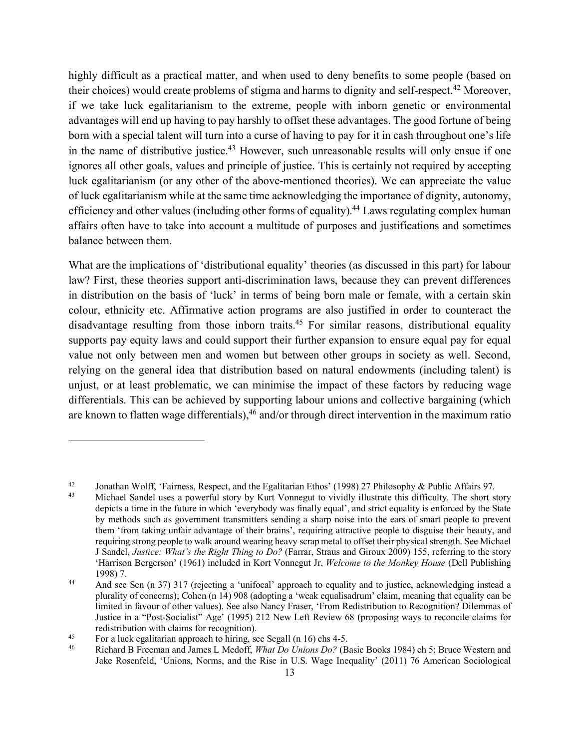highly difficult as a practical matter, and when used to deny benefits to some people (based on their choices) would create problems of stigma and harms to dignity and self-respect.[42] Moreover, if we take luck egalitarianism to the extreme, people with inborn genetic or environmental advantages will end up having to pay harshly to offset these advantages. The good fortune of being born with a special talent will turn into a curse of having to pay for it in cash throughout one's life in the name of distributive justice.[43] However, such unreasonable results will only ensue if one ignores all other goals, values and principle of justice. This is certainly not required by accepting luck egalitarianism (or any other of the above-mentioned theories). We can appreciate the value of luck egalitarianism while at the same time acknowledging the importance of dignity, autonomy, efficiency and other values (including other forms of equality).[44] Laws regulating complex human affairs often have to take into account a multitude of purposes and justifications and sometimes balance between them.

What are the implications of 'distributional equality' theories (as discussed in this part) for labour law? First, these theories support anti-discrimination laws, because they can prevent differences in distribution on the basis of 'luck' in terms of being born male or female, with a certain skin colour, ethnicity etc. Affirmative action programs are also justified in order to counteract the disadvantage resulting from those inborn traits.[45] For similar reasons, distributional equality supports pay equity laws and could support their further expansion to ensure equal pay for equal value not only between men and women but between other groups in society as well. Second, relying on the general idea that distribution based on natural endowments (including talent) is unjust, or at least problematic, we can minimise the impact of these factors by reducing wage differentials. This can be achieved by supporting labour unions and collective bargaining (which are known to flatten wage differentials),[46] and/or through direct intervention in the maximum ratio

---

[42] Jonathan Wolff, 'Fairness, Respect, and the Egalitarian Ethos' (1998) 27 Philosophy & Public Affairs 97.

[43] Michael Sandel uses a powerful story by Kurt Vonnegut to vividly illustrate this difficulty. The short story depicts a time in the future in which 'everybody was finally equal', and strict equality is enforced by the State by methods such as government transmitters sending a sharp noise into the ears of smart people to prevent them 'from taking unfair advantage of their brains', requiring attractive people to disguise their beauty, and requiring strong people to walk around wearing heavy scrap metal to offset their physical strength. See Michael J Sandel, *Justice: What's the Right Thing to Do?* (Farrar, Straus and Giroux 2009) 155, referring to the story 'Harrison Bergerson' (1961) included in Kort Vonnegut Jr, *Welcome to the Monkey House* (Dell Publishing 1998) 7.

[44] And see Sen (n 37) 317 (rejecting a 'unifocal' approach to equality and to justice, acknowledging instead a plurality of concerns); Cohen (n 14) 908 (adopting a 'weak equalisadrum' claim, meaning that equality can be limited in favour of other values). See also Nancy Fraser, 'From Redistribution to Recognition? Dilemmas of Justice in a "Post-Socialist" Age' (1995) 212 New Left Review 68 (proposing ways to reconcile claims for redistribution with claims for recognition).

[45] For a luck egalitarian approach to hiring, see Segall (n 16) chs 4-5.

[46] Richard B Freeman and James L Medoff, *What Do Unions Do?* (Basic Books 1984) ch 5; Bruce Western and Jake Rosenfeld, 'Unions, Norms, and the Rise in U.S. Wage Inequality' (2011) 76 American Sociological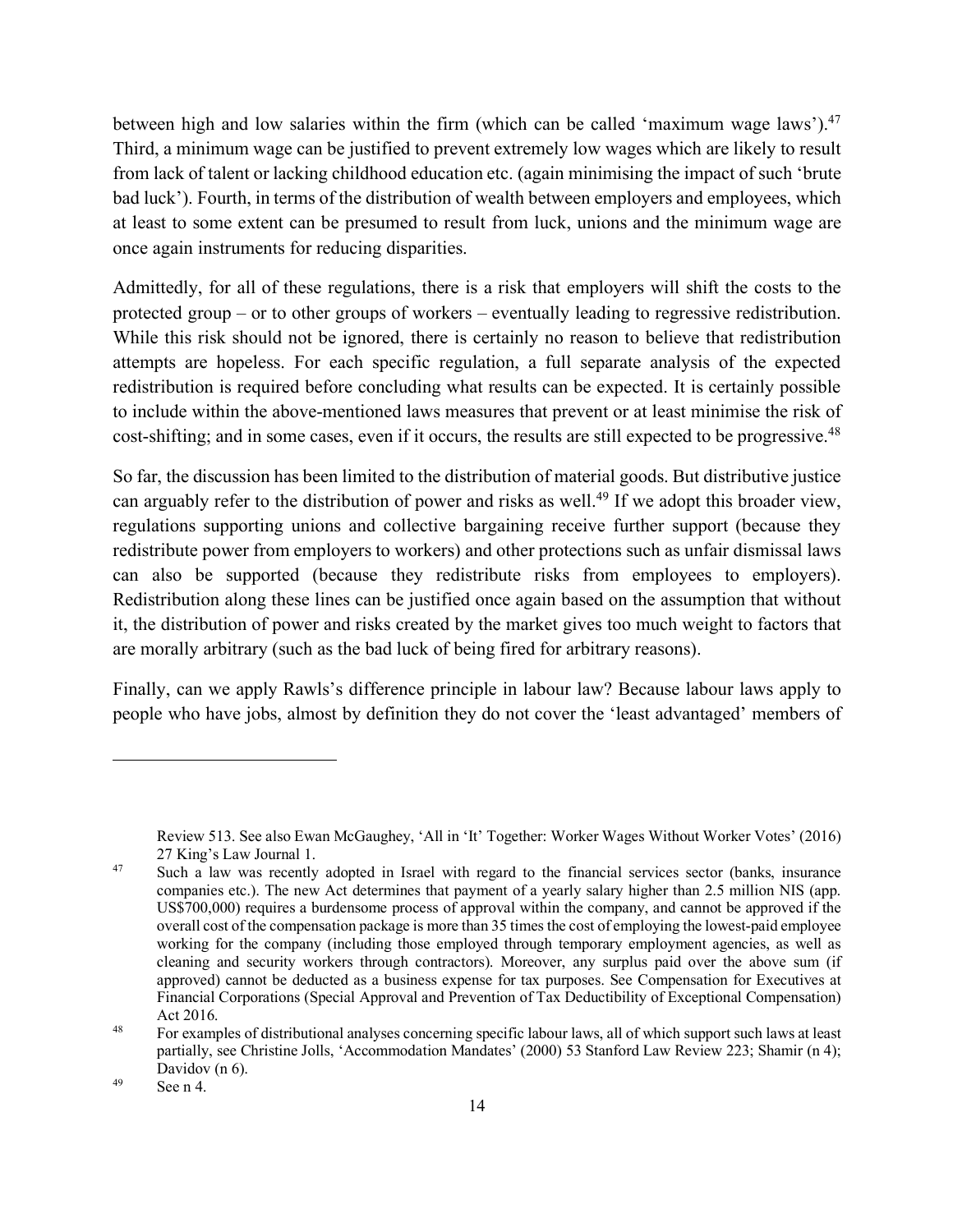between high and low salaries within the firm (which can be called 'maximum wage laws').[47] Third, a minimum wage can be justified to prevent extremely low wages which are likely to result from lack of talent or lacking childhood education etc. (again minimising the impact of such 'brute bad luck'). Fourth, in terms of the distribution of wealth between employers and employees, which at least to some extent can be presumed to result from luck, unions and the minimum wage are once again instruments for reducing disparities.

Admittedly, for all of these regulations, there is a risk that employers will shift the costs to the protected group – or to other groups of workers – eventually leading to regressive redistribution. While this risk should not be ignored, there is certainly no reason to believe that redistribution attempts are hopeless. For each specific regulation, a full separate analysis of the expected redistribution is required before concluding what results can be expected. It is certainly possible to include within the above-mentioned laws measures that prevent or at least minimise the risk of cost-shifting; and in some cases, even if it occurs, the results are still expected to be progressive.[48]

So far, the discussion has been limited to the distribution of material goods. But distributive justice can arguably refer to the distribution of power and risks as well.[49] If we adopt this broader view, regulations supporting unions and collective bargaining receive further support (because they redistribute power from employers to workers) and other protections such as unfair dismissal laws can also be supported (because they redistribute risks from employees to employers). Redistribution along these lines can be justified once again based on the assumption that without it, the distribution of power and risks created by the market gives too much weight to factors that are morally arbitrary (such as the bad luck of being fired for arbitrary reasons).

Finally, can we apply Rawls's difference principle in labour law? Because labour laws apply to people who have jobs, almost by definition they do not cover the 'least advantaged' members of

---

Review 513. See also Ewan McGaughey, 'All in 'It' Together: Worker Wages Without Worker Votes' (2016) 27 King's Law Journal 1.

[47] Such a law was recently adopted in Israel with regard to the financial services sector (banks, insurance companies etc.). The new Act determines that payment of a yearly salary higher than 2.5 million NIS (app. US$700,000) requires a burdensome process of approval within the company, and cannot be approved if the overall cost of the compensation package is more than 35 times the cost of employing the lowest-paid employee working for the company (including those employed through temporary employment agencies, as well as cleaning and security workers through contractors). Moreover, any surplus paid over the above sum (if approved) cannot be deducted as a business expense for tax purposes. See Compensation for Executives at Financial Corporations (Special Approval and Prevention of Tax Deductibility of Exceptional Compensation) Act 2016.

[48] For examples of distributional analyses concerning specific labour laws, all of which support such laws at least partially, see Christine Jolls, 'Accommodation Mandates' (2000) 53 Stanford Law Review 223; Shamir (n 4); Davidov (n 6).

[49] See n 4.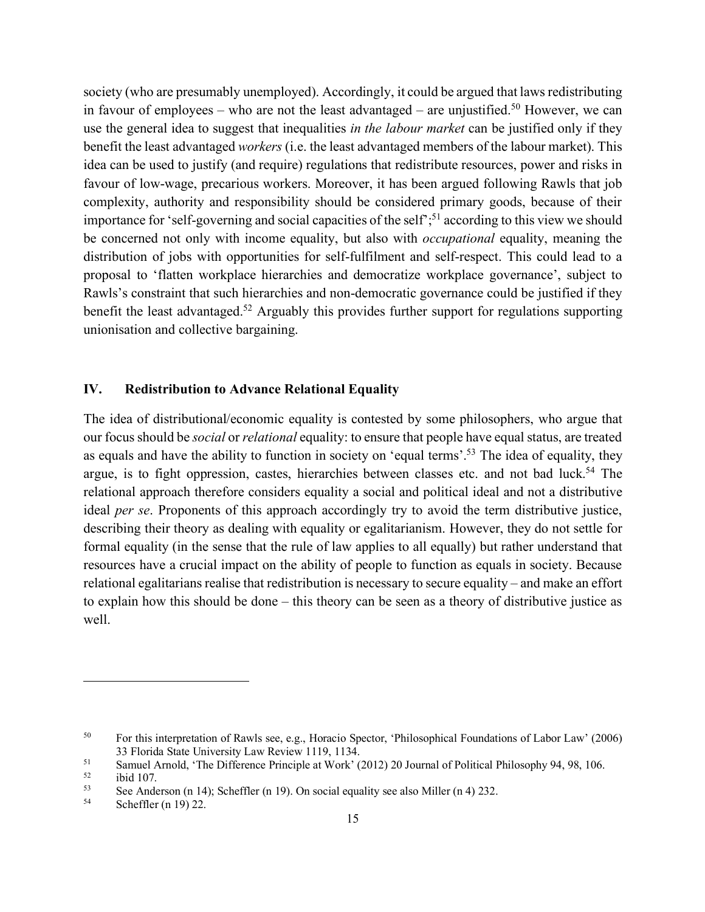society (who are presumably unemployed). Accordingly, it could be argued that laws redistributing in favour of employees – who are not the least advantaged – are unjustified.[50] However, we can use the general idea to suggest that inequalities *in the labour market* can be justified only if they benefit the least advantaged *workers* (i.e. the least advantaged members of the labour market). This idea can be used to justify (and require) regulations that redistribute resources, power and risks in favour of low-wage, precarious workers. Moreover, it has been argued following Rawls that job complexity, authority and responsibility should be considered primary goods, because of their importance for 'self-governing and social capacities of the self';[51] according to this view we should be concerned not only with income equality, but also with *occupational* equality, meaning the distribution of jobs with opportunities for self-fulfilment and self-respect. This could lead to a proposal to 'flatten workplace hierarchies and democratize workplace governance', subject to Rawls's constraint that such hierarchies and non-democratic governance could be justified if they benefit the least advantaged.[52] Arguably this provides further support for regulations supporting unionisation and collective bargaining.

## IV. Redistribution to Advance Relational Equality

The idea of distributional/economic equality is contested by some philosophers, who argue that our focus should be *social* or *relational* equality: to ensure that people have equal status, are treated as equals and have the ability to function in society on 'equal terms'.[53] The idea of equality, they argue, is to fight oppression, castes, hierarchies between classes etc. and not bad luck.[54] The relational approach therefore considers equality a social and political ideal and not a distributive ideal *per se*. Proponents of this approach accordingly try to avoid the term distributive justice, describing their theory as dealing with equality or egalitarianism. However, they do not settle for formal equality (in the sense that the rule of law applies to all equally) but rather understand that resources have a crucial impact on the ability of people to function as equals in society. Because relational egalitarians realise that redistribution is necessary to secure equality – and make an effort to explain how this should be done – this theory can be seen as a theory of distributive justice as well.

---

[50] For this interpretation of Rawls see, e.g., Horacio Spector, 'Philosophical Foundations of Labor Law' (2006) 33 Florida State University Law Review 1119, 1134.

[51] Samuel Arnold, 'The Difference Principle at Work' (2012) 20 Journal of Political Philosophy 94, 98, 106.

[52] ibid 107.

[53] See Anderson (n 14); Scheffler (n 19). On social equality see also Miller (n 4) 232.

[54] Scheffler (n 19) 22.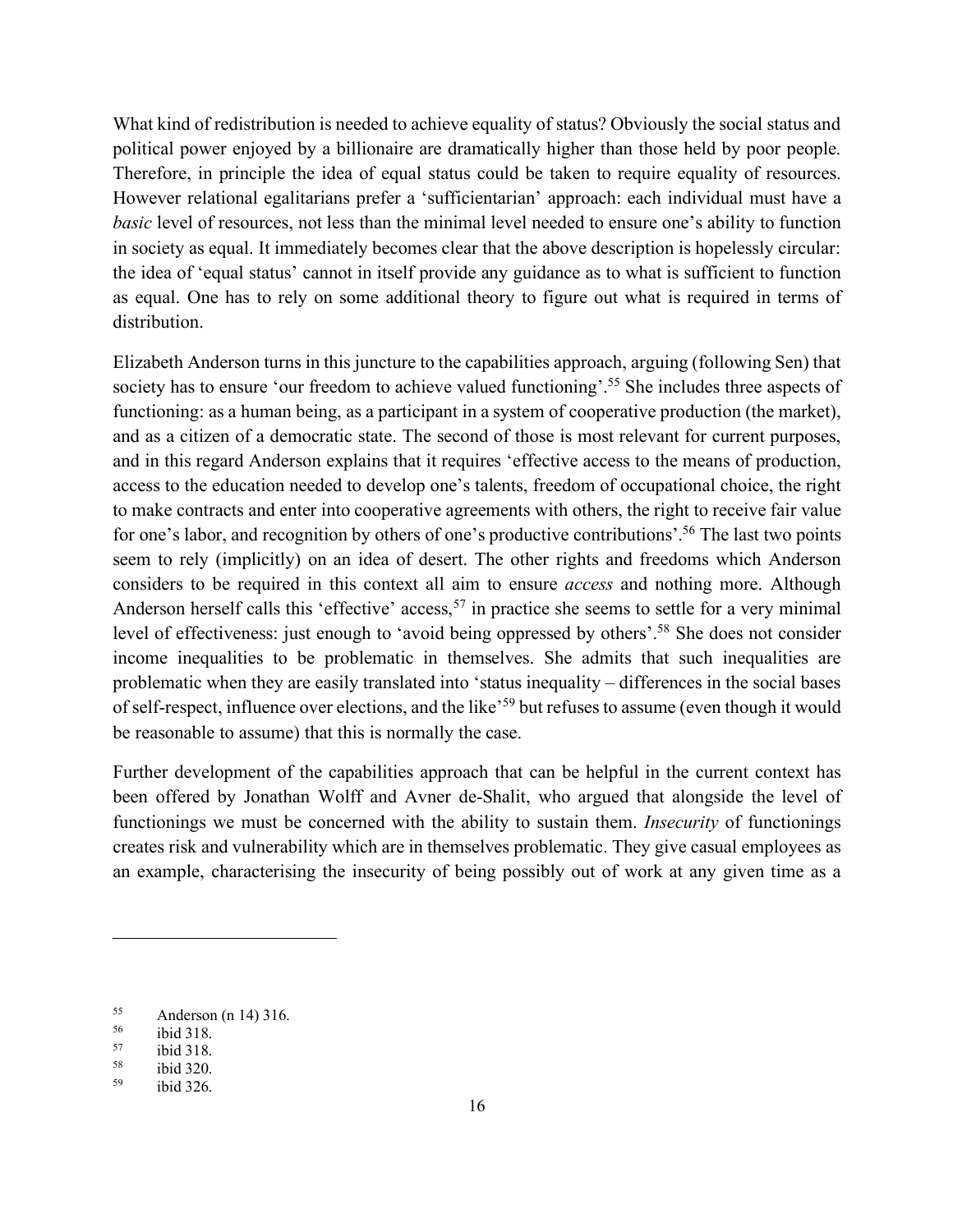What kind of redistribution is needed to achieve equality of status? Obviously the social status and political power enjoyed by a billionaire are dramatically higher than those held by poor people. Therefore, in principle the idea of equal status could be taken to require equality of resources. However relational egalitarians prefer a 'sufficientarian' approach: each individual must have a *basic* level of resources, not less than the minimal level needed to ensure one's ability to function in society as equal. It immediately becomes clear that the above description is hopelessly circular: the idea of 'equal status' cannot in itself provide any guidance as to what is sufficient to function as equal. One has to rely on some additional theory to figure out what is required in terms of distribution.

Elizabeth Anderson turns in this juncture to the capabilities approach, arguing (following Sen) that society has to ensure 'our freedom to achieve valued functioning'.[55] She includes three aspects of functioning: as a human being, as a participant in a system of cooperative production (the market), and as a citizen of a democratic state. The second of those is most relevant for current purposes, and in this regard Anderson explains that it requires 'effective access to the means of production, access to the education needed to develop one's talents, freedom of occupational choice, the right to make contracts and enter into cooperative agreements with others, the right to receive fair value for one's labor, and recognition by others of one's productive contributions'.[56] The last two points seem to rely (implicitly) on an idea of desert. The other rights and freedoms which Anderson considers to be required in this context all aim to ensure *access* and nothing more. Although Anderson herself calls this 'effective' access,[57] in practice she seems to settle for a very minimal level of effectiveness: just enough to 'avoid being oppressed by others'.[58] She does not consider income inequalities to be problematic in themselves. She admits that such inequalities are problematic when they are easily translated into 'status inequality – differences in the social bases of self-respect, influence over elections, and the like'[59] but refuses to assume (even though it would be reasonable to assume) that this is normally the case.

Further development of the capabilities approach that can be helpful in the current context has been offered by Jonathan Wolff and Avner de-Shalit, who argued that alongside the level of functionings we must be concerned with the ability to sustain them. *Insecurity* of functionings creates risk and vulnerability which are in themselves problematic. They give casual employees as an example, characterising the insecurity of being possibly out of work at any given time as a

---

[55] Anderson (n 14) 316.

[56] ibid 318.

[57] ibid 318.

[58] ibid 320.

[59] ibid 326.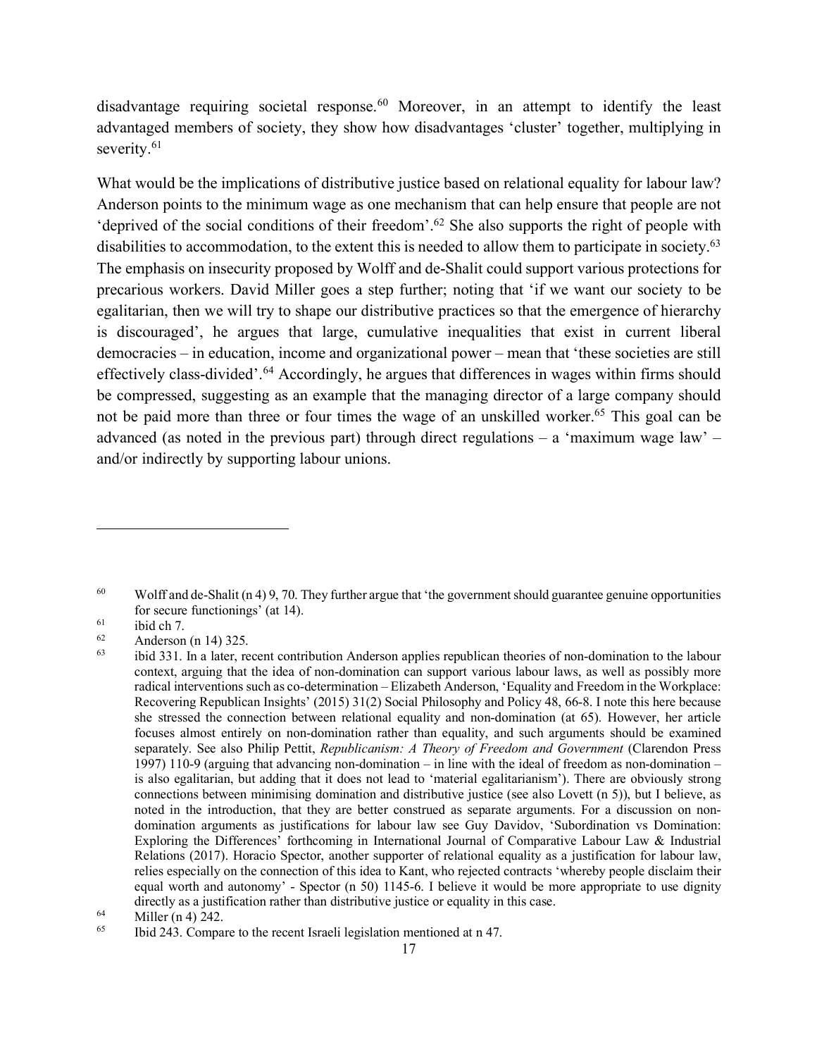disadvantage requiring societal response.[60] Moreover, in an attempt to identify the least advantaged members of society, they show how disadvantages 'cluster' together, multiplying in severity.[61]

What would be the implications of distributive justice based on relational equality for labour law? Anderson points to the minimum wage as one mechanism that can help ensure that people are not 'deprived of the social conditions of their freedom'.[62] She also supports the right of people with disabilities to accommodation, to the extent this is needed to allow them to participate in society.[63] The emphasis on insecurity proposed by Wolff and de-Shalit could support various protections for precarious workers. David Miller goes a step further; noting that 'if we want our society to be egalitarian, then we will try to shape our distributive practices so that the emergence of hierarchy is discouraged', he argues that large, cumulative inequalities that exist in current liberal democracies – in education, income and organizational power – mean that 'these societies are still effectively class-divided'.[64] Accordingly, he argues that differences in wages within firms should be compressed, suggesting as an example that the managing director of a large company should not be paid more than three or four times the wage of an unskilled worker.[65] This goal can be advanced (as noted in the previous part) through direct regulations – a 'maximum wage law' – and/or indirectly by supporting labour unions.

---

[60] Wolff and de-Shalit (n 4) 9, 70. They further argue that 'the government should guarantee genuine opportunities for secure functionings' (at 14).

[61] ibid ch 7.

[62] Anderson (n 14) 325.

[63] ibid 331. In a later, recent contribution Anderson applies republican theories of non-domination to the labour context, arguing that the idea of non-domination can support various labour laws, as well as possibly more radical interventions such as co-determination – Elizabeth Anderson, 'Equality and Freedom in the Workplace: Recovering Republican Insights' (2015) 31(2) Social Philosophy and Policy 48, 66-8. I note this here because she stressed the connection between relational equality and non-domination (at 65). However, her article focuses almost entirely on non-domination rather than equality, and such arguments should be examined separately. See also Philip Pettit, *Republicanism: A Theory of Freedom and Government* (Clarendon Press 1997) 110-9 (arguing that advancing non-domination – in line with the ideal of freedom as non-domination – is also egalitarian, but adding that it does not lead to 'material egalitarianism'). There are obviously strong connections between minimising domination and distributive justice (see also Lovett (n 5)), but I believe, as noted in the introduction, that they are better construed as separate arguments. For a discussion on non-domination arguments as justifications for labour law see Guy Davidov, 'Subordination vs Domination: Exploring the Differences' forthcoming in International Journal of Comparative Labour Law & Industrial Relations (2017). Horacio Spector, another supporter of relational equality as a justification for labour law, relies especially on the connection of this idea to Kant, who rejected contracts 'whereby people disclaim their equal worth and autonomy' - Spector (n 50) 1145-6. I believe it would be more appropriate to use dignity directly as a justification rather than distributive justice or equality in this case.

[64] Miller (n 4) 242.

[65] Ibid 243. Compare to the recent Israeli legislation mentioned at n 47.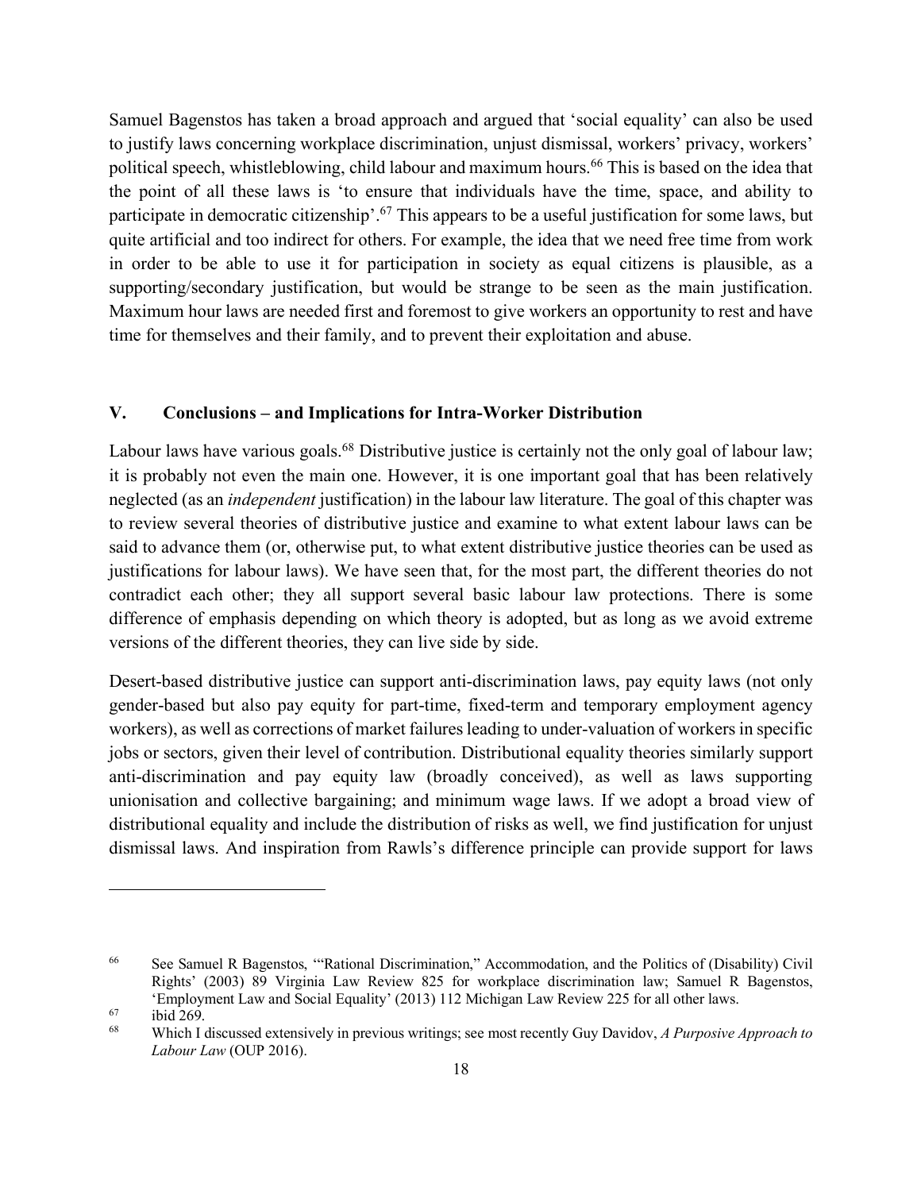Samuel Bagenstos has taken a broad approach and argued that 'social equality' can also be used to justify laws concerning workplace discrimination, unjust dismissal, workers' privacy, workers' political speech, whistleblowing, child labour and maximum hours.[66] This is based on the idea that the point of all these laws is 'to ensure that individuals have the time, space, and ability to participate in democratic citizenship'.[67] This appears to be a useful justification for some laws, but quite artificial and too indirect for others. For example, the idea that we need free time from work in order to be able to use it for participation in society as equal citizens is plausible, as a supporting/secondary justification, but would be strange to be seen as the main justification. Maximum hour laws are needed first and foremost to give workers an opportunity to rest and have time for themselves and their family, and to prevent their exploitation and abuse.

## V. Conclusions – and Implications for Intra-Worker Distribution

Labour laws have various goals.[68] Distributive justice is certainly not the only goal of labour law; it is probably not even the main one. However, it is one important goal that has been relatively neglected (as an *independent* justification) in the labour law literature. The goal of this chapter was to review several theories of distributive justice and examine to what extent labour laws can be said to advance them (or, otherwise put, to what extent distributive justice theories can be used as justifications for labour laws). We have seen that, for the most part, the different theories do not contradict each other; they all support several basic labour law protections. There is some difference of emphasis depending on which theory is adopted, but as long as we avoid extreme versions of the different theories, they can live side by side.

Desert-based distributive justice can support anti-discrimination laws, pay equity laws (not only gender-based but also pay equity for part-time, fixed-term and temporary employment agency workers), as well as corrections of market failures leading to under-valuation of workers in specific jobs or sectors, given their level of contribution. Distributional equality theories similarly support anti-discrimination and pay equity law (broadly conceived), as well as laws supporting unionisation and collective bargaining; and minimum wage laws. If we adopt a broad view of distributional equality and include the distribution of risks as well, we find justification for unjust dismissal laws. And inspiration from Rawls's difference principle can provide support for laws

---

[66] See Samuel R Bagenstos, '"Rational Discrimination," Accommodation, and the Politics of (Disability) Civil Rights' (2003) 89 Virginia Law Review 825 for workplace discrimination law; Samuel R Bagenstos, 'Employment Law and Social Equality' (2013) 112 Michigan Law Review 225 for all other laws.

[67] ibid 269.

[68] Which I discussed extensively in previous writings; see most recently Guy Davidov, *A Purposive Approach to Labour Law* (OUP 2016).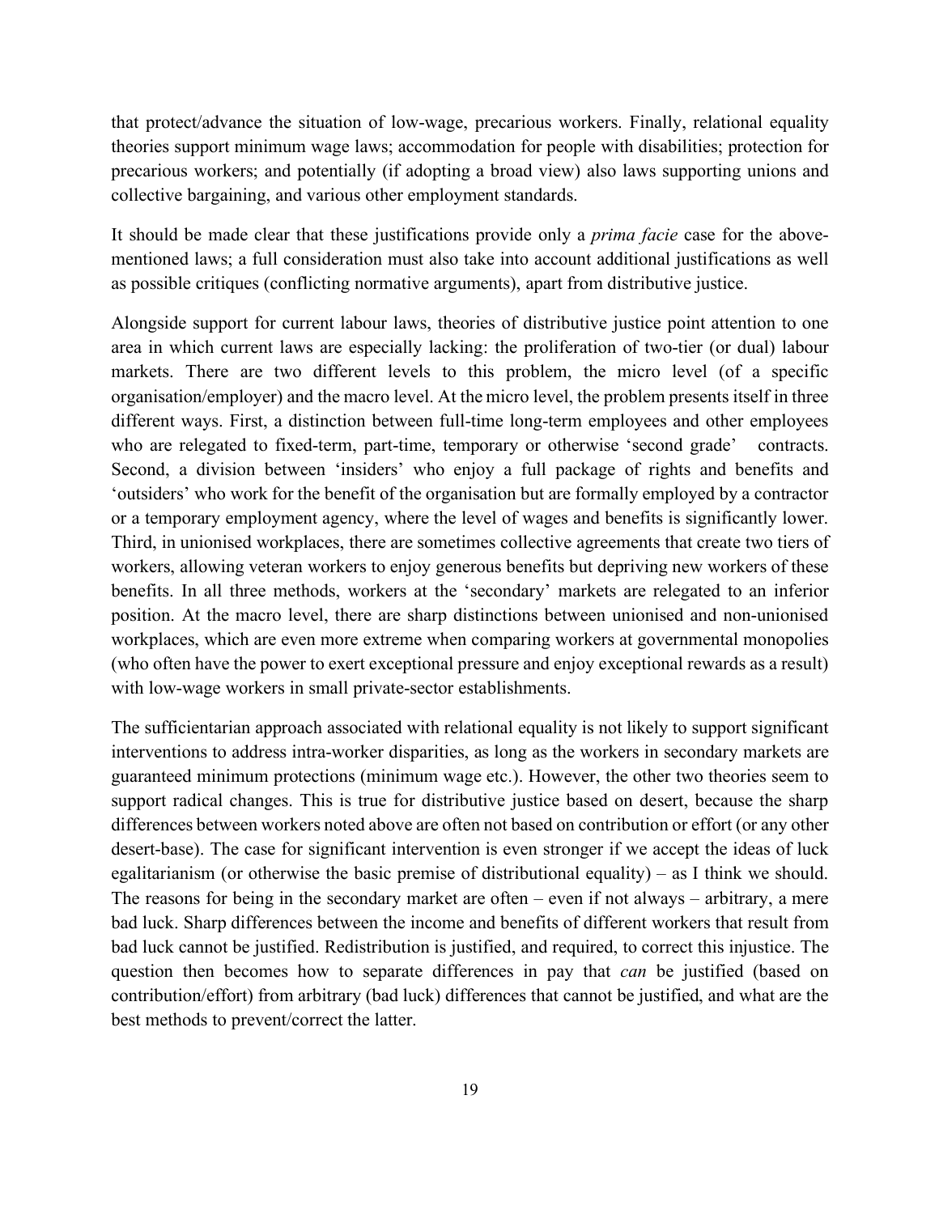that protect/advance the situation of low-wage, precarious workers. Finally, relational equality theories support minimum wage laws; accommodation for people with disabilities; protection for precarious workers; and potentially (if adopting a broad view) also laws supporting unions and collective bargaining, and various other employment standards.

It should be made clear that these justifications provide only a *prima facie* case for the above-mentioned laws; a full consideration must also take into account additional justifications as well as possible critiques (conflicting normative arguments), apart from distributive justice.

Alongside support for current labour laws, theories of distributive justice point attention to one area in which current laws are especially lacking: the proliferation of two-tier (or dual) labour markets. There are two different levels to this problem, the micro level (of a specific organisation/employer) and the macro level. At the micro level, the problem presents itself in three different ways. First, a distinction between full-time long-term employees and other employees who are relegated to fixed-term, part-time, temporary or otherwise 'second grade' contracts. Second, a division between 'insiders' who enjoy a full package of rights and benefits and 'outsiders' who work for the benefit of the organisation but are formally employed by a contractor or a temporary employment agency, where the level of wages and benefits is significantly lower. Third, in unionised workplaces, there are sometimes collective agreements that create two tiers of workers, allowing veteran workers to enjoy generous benefits but depriving new workers of these benefits. In all three methods, workers at the 'secondary' markets are relegated to an inferior position. At the macro level, there are sharp distinctions between unionised and non-unionised workplaces, which are even more extreme when comparing workers at governmental monopolies (who often have the power to exert exceptional pressure and enjoy exceptional rewards as a result) with low-wage workers in small private-sector establishments.

The sufficientarian approach associated with relational equality is not likely to support significant interventions to address intra-worker disparities, as long as the workers in secondary markets are guaranteed minimum protections (minimum wage etc.). However, the other two theories seem to support radical changes. This is true for distributive justice based on desert, because the sharp differences between workers noted above are often not based on contribution or effort (or any other desert-base). The case for significant intervention is even stronger if we accept the ideas of luck egalitarianism (or otherwise the basic premise of distributional equality) – as I think we should. The reasons for being in the secondary market are often – even if not always – arbitrary, a mere bad luck. Sharp differences between the income and benefits of different workers that result from bad luck cannot be justified. Redistribution is justified, and required, to correct this injustice. The question then becomes how to separate differences in pay that *can* be justified (based on contribution/effort) from arbitrary (bad luck) differences that cannot be justified, and what are the best methods to prevent/correct the latter.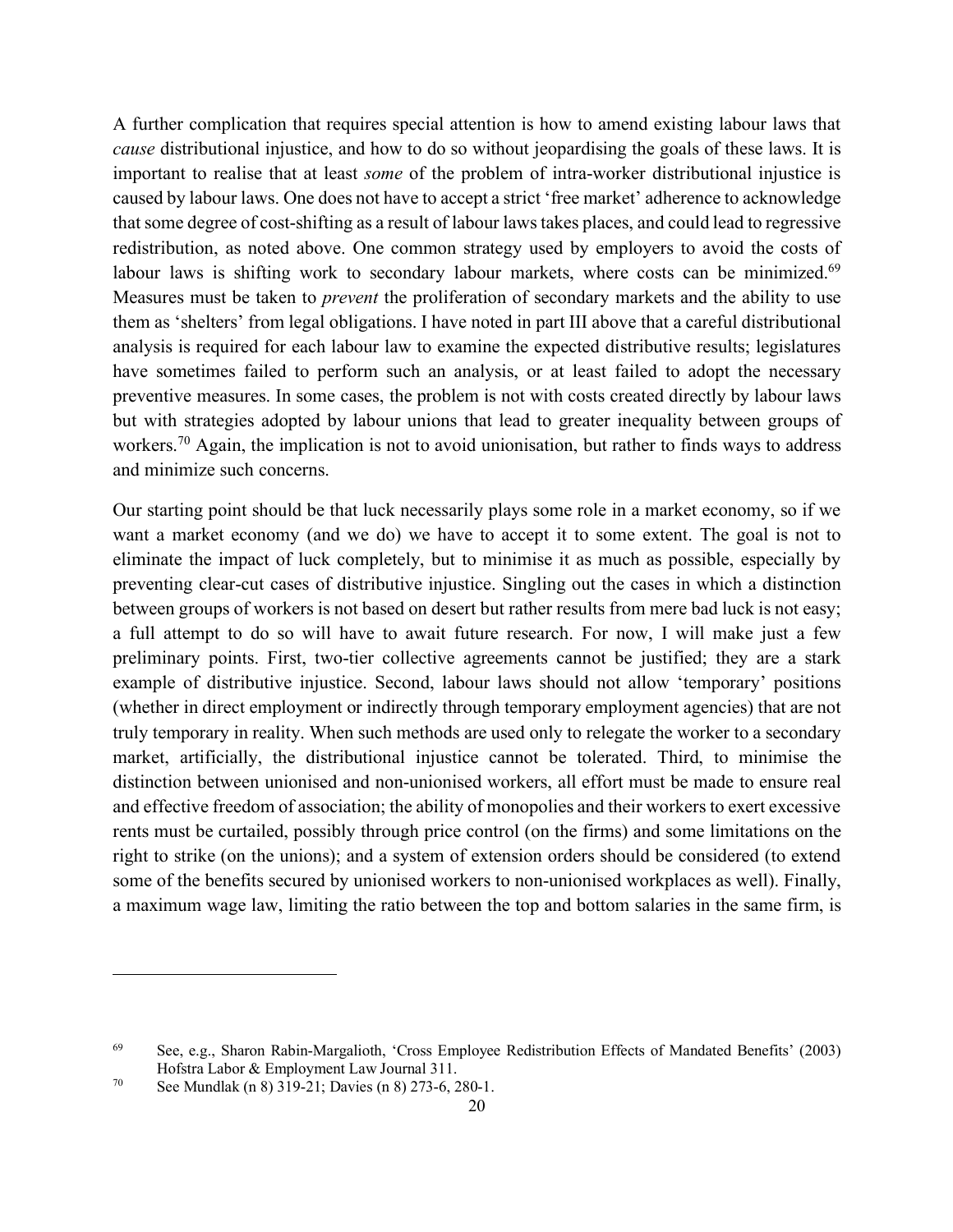A further complication that requires special attention is how to amend existing labour laws that *cause* distributional injustice, and how to do so without jeopardising the goals of these laws. It is important to realise that at least *some* of the problem of intra-worker distributional injustice is caused by labour laws. One does not have to accept a strict 'free market' adherence to acknowledge that some degree of cost-shifting as a result of labour laws takes places, and could lead to regressive redistribution, as noted above. One common strategy used by employers to avoid the costs of labour laws is shifting work to secondary labour markets, where costs can be minimized.[69] Measures must be taken to *prevent* the proliferation of secondary markets and the ability to use them as 'shelters' from legal obligations. I have noted in part III above that a careful distributional analysis is required for each labour law to examine the expected distributive results; legislatures have sometimes failed to perform such an analysis, or at least failed to adopt the necessary preventive measures. In some cases, the problem is not with costs created directly by labour laws but with strategies adopted by labour unions that lead to greater inequality between groups of workers.[70] Again, the implication is not to avoid unionisation, but rather to finds ways to address and minimize such concerns.

Our starting point should be that luck necessarily plays some role in a market economy, so if we want a market economy (and we do) we have to accept it to some extent. The goal is not to eliminate the impact of luck completely, but to minimise it as much as possible, especially by preventing clear-cut cases of distributive injustice. Singling out the cases in which a distinction between groups of workers is not based on desert but rather results from mere bad luck is not easy; a full attempt to do so will have to await future research. For now, I will make just a few preliminary points. First, two-tier collective agreements cannot be justified; they are a stark example of distributive injustice. Second, labour laws should not allow 'temporary' positions (whether in direct employment or indirectly through temporary employment agencies) that are not truly temporary in reality. When such methods are used only to relegate the worker to a secondary market, artificially, the distributional injustice cannot be tolerated. Third, to minimise the distinction between unionised and non-unionised workers, all effort must be made to ensure real and effective freedom of association; the ability of monopolies and their workers to exert excessive rents must be curtailed, possibly through price control (on the firms) and some limitations on the right to strike (on the unions); and a system of extension orders should be considered (to extend some of the benefits secured by unionised workers to non-unionised workplaces as well). Finally, a maximum wage law, limiting the ratio between the top and bottom salaries in the same firm, is

---

[69] See, e.g., Sharon Rabin-Margalioth, 'Cross Employee Redistribution Effects of Mandated Benefits' (2003) Hofstra Labor & Employment Law Journal 311.

[70] See Mundlak (n 8) 319-21; Davies (n 8) 273-6, 280-1.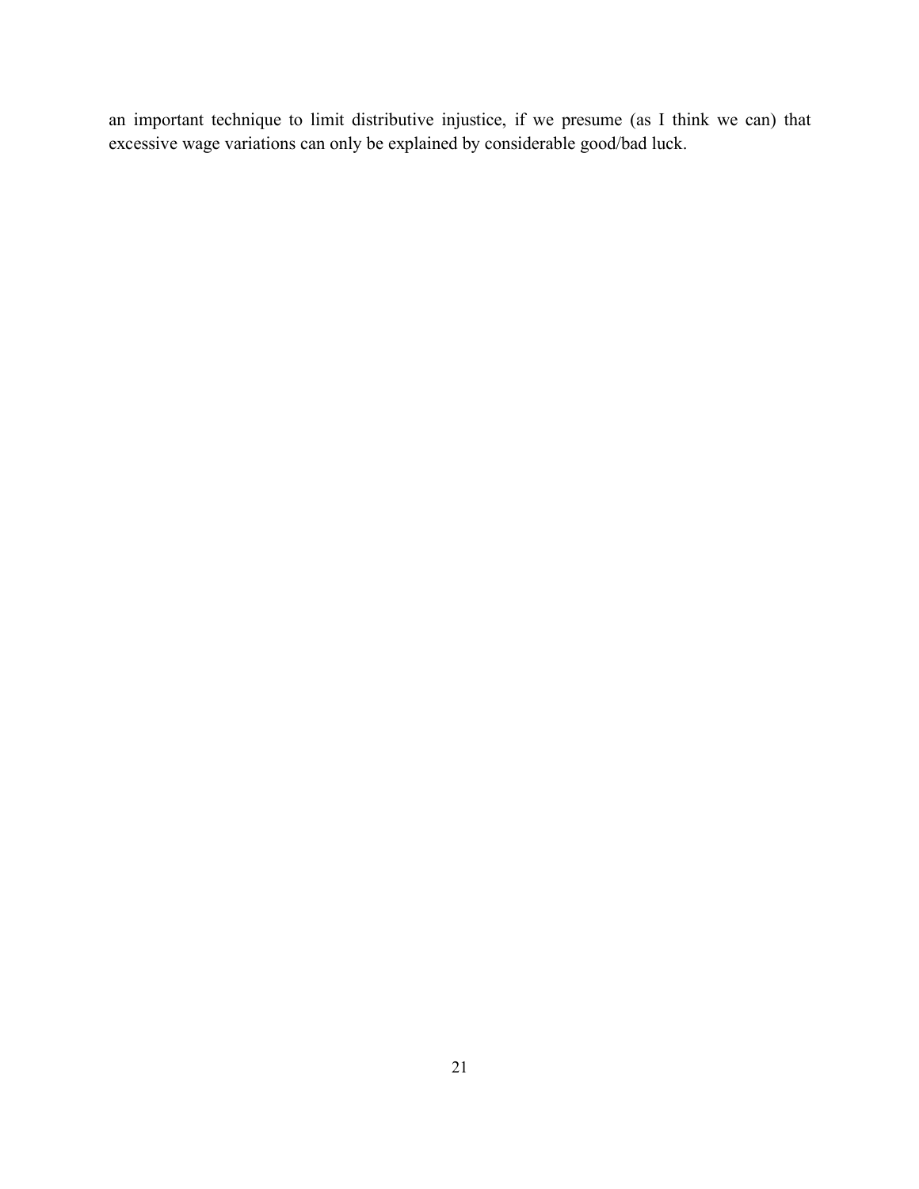an important technique to limit distributive injustice, if we presume (as I think we can) that excessive wage variations can only be explained by considerable good/bad luck.